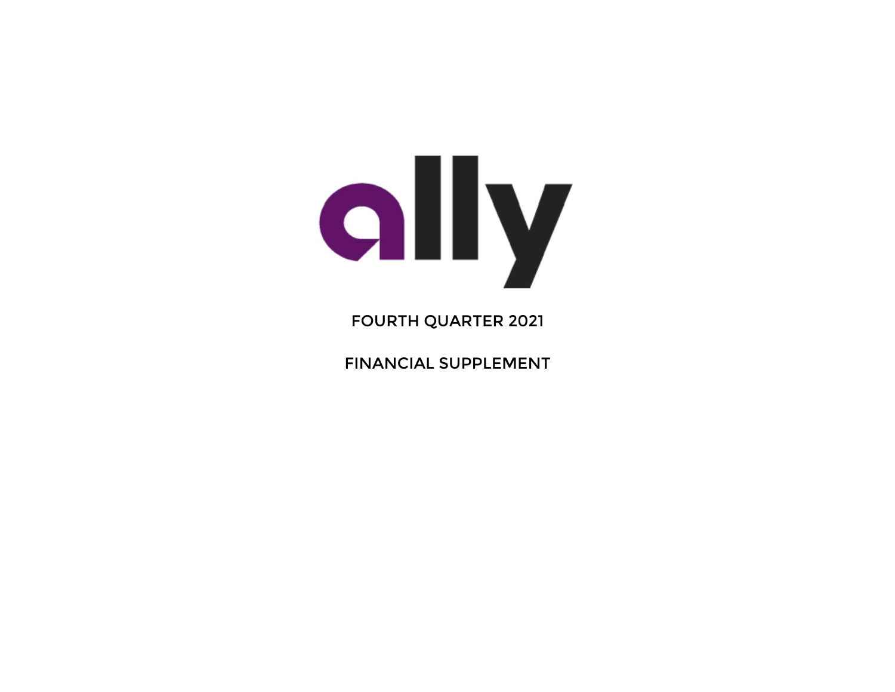ally

FOURTH QUARTER 2021

FINANCIAL SUPPLEMENT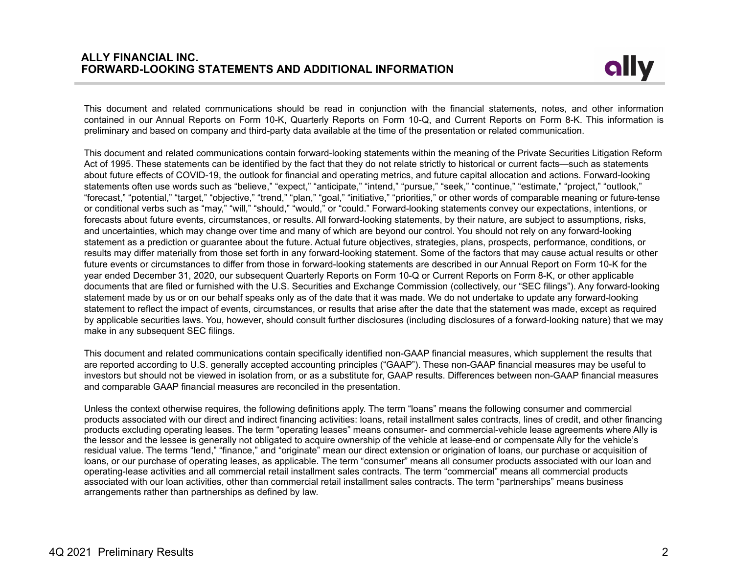# ALLY FINANCIAL INC.
## FORWARD-LOOKING STATEMENTS AND ADDITIONAL INFORMATION

This document and related communications should be read in conjunction with the financial statements, notes, and other information contained in our Annual Reports on Form 10-K, Quarterly Reports on Form 10-Q, and Current Reports on Form 8-K. This information is preliminary and based on company and third-party data available at the time of the presentation or related communication.

This document and related communications contain forward-looking statements within the meaning of the Private Securities Litigation Reform Act of 1995. These statements can be identified by the fact that they do not relate strictly to historical or current facts—such as statements about future effects of COVID-19, the outlook for financial and operating metrics, and future capital allocation and actions. Forward-looking statements often use words such as "believe," "expect," "anticipate," "intend," "pursue," "seek," "continue," "estimate," "project," "outlook," "forecast," "potential," "target," "objective," "trend," "plan," "goal," "initiative," "priorities," or other words of comparable meaning or future-tense or conditional verbs such as "may," "will," "should," "would," or "could." Forward-looking statements convey our expectations, intentions, or forecasts about future events, circumstances, or results. All forward-looking statements, by their nature, are subject to assumptions, risks, and uncertainties, which may change over time and many of which are beyond our control. You should not rely on any forward-looking statement as a prediction or guarantee about the future. Actual future objectives, strategies, plans, prospects, performance, conditions, or results may differ materially from those set forth in any forward-looking statement. Some of the factors that may cause actual results or other future events or circumstances to differ from those in forward-looking statements are described in our Annual Report on Form 10-K for the year ended December 31, 2020, our subsequent Quarterly Reports on Form 10-Q or Current Reports on Form 8-K, or other applicable documents that are filed or furnished with the U.S. Securities and Exchange Commission (collectively, our "SEC filings"). Any forward-looking statement made by us or on our behalf speaks only as of the date that it was made. We do not undertake to update any forward-looking statement to reflect the impact of events, circumstances, or results that arise after the date that the statement was made, except as required by applicable securities laws. You, however, should consult further disclosures (including disclosures of a forward-looking nature) that we may make in any subsequent SEC filings.

This document and related communications contain specifically identified non-GAAP financial measures, which supplement the results that are reported according to U.S. generally accepted accounting principles ("GAAP"). These non-GAAP financial measures may be useful to investors but should not be viewed in isolation from, or as a substitute for, GAAP results. Differences between non-GAAP financial measures and comparable GAAP financial measures are reconciled in the presentation.

Unless the context otherwise requires, the following definitions apply. The term "loans" means the following consumer and commercial products associated with our direct and indirect financing activities: loans, retail installment sales contracts, lines of credit, and other financing products excluding operating leases. The term "operating leases" means consumer- and commercial-vehicle lease agreements where Ally is the lessor and the lessee is generally not obligated to acquire ownership of the vehicle at lease-end or compensate Ally for the vehicle's residual value. The terms "lend," "finance," and "originate" mean our direct extension or origination of loans, our purchase or acquisition of loans, or our purchase of operating leases, as applicable. The term "consumer" means all consumer products associated with our loan and operating-lease activities and all commercial retail installment sales contracts. The term "commercial" means all commercial products associated with our loan activities, other than commercial retail installment sales contracts. The term "partnerships" means business arrangements rather than partnerships as defined by law.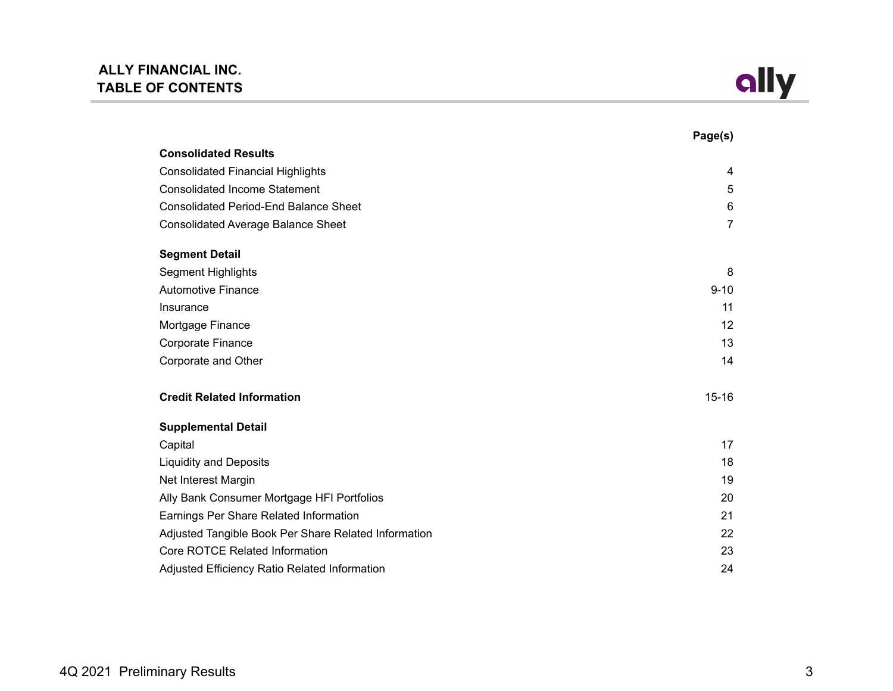# ALLY FINANCIAL INC.
## TABLE OF CONTENTS

| | Page(s) |
|---|---|
| **Consolidated Results** | |
| Consolidated Financial Highlights | 4 |
| Consolidated Income Statement | 5 |
| Consolidated Period-End Balance Sheet | 6 |
| Consolidated Average Balance Sheet | 7 |
| **Segment Detail** | |
| Segment Highlights | 8 |
| Automotive Finance | 9-10 |
| Insurance | 11 |
| Mortgage Finance | 12 |
| Corporate Finance | 13 |
| Corporate and Other | 14 |
| **Credit Related Information** | 15-16 |
| **Supplemental Detail** | |
| Capital | 17 |
| Liquidity and Deposits | 18 |
| Net Interest Margin | 19 |
| Ally Bank Consumer Mortgage HFI Portfolios | 20 |
| Earnings Per Share Related Information | 21 |
| Adjusted Tangible Book Per Share Related Information | 22 |
| Core ROTCE Related Information | 23 |
| Adjusted Efficiency Ratio Related Information | 24 |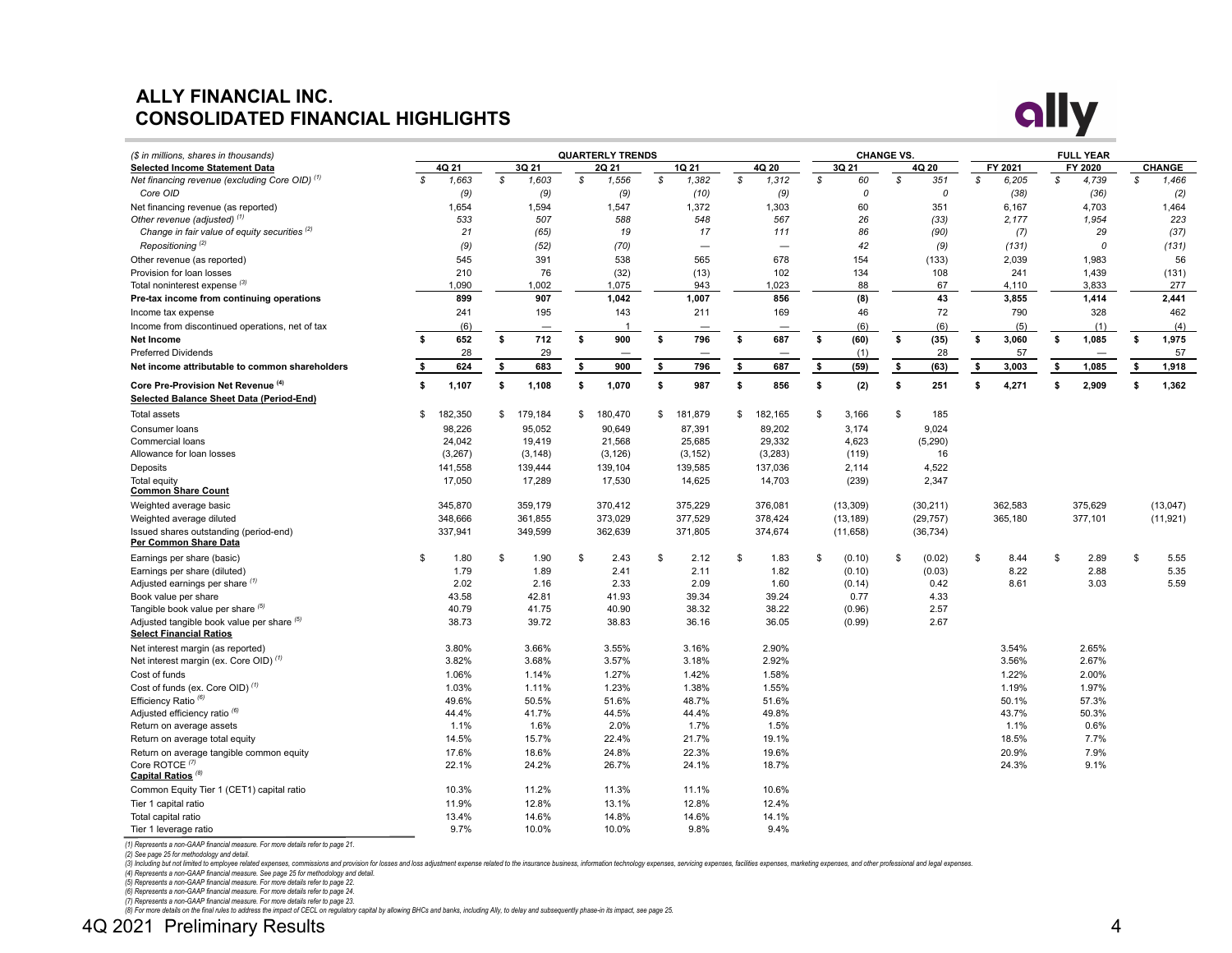# ALLY FINANCIAL INC.
# CONSOLIDATED FINANCIAL HIGHLIGHTS

| ($ in millions, shares in thousands) | QUARTERLY TRENDS | | | | | CHANGE VS. | | FULL YEAR | | |
|---|---|---|---|---|---|---|---|---|---|---|
| **Selected Income Statement Data** | **4Q 21** | **3Q 21** | **2Q 21** | **1Q 21** | **4Q 20** | **3Q 21** | **4Q 20** | **FY 2021** | **FY 2020** | **CHANGE** |
| *Net financing revenue (excluding Core OID)* [(1)] | *$ 1,663* | *$ 1,603* | *$ 1,556* | *$ 1,382* | *$ 1,312* | *$ 60* | *$ 351* | *$ 6,205* | *$ 4,739* | *$ 1,466* |
| *Core OID* | *(9)* | *(9)* | *(9)* | *(10)* | *(9)* | *0* | *0* | *(38)* | *(36)* | *(2)* |
| Net financing revenue (as reported) | 1,654 | 1,594 | 1,547 | 1,372 | 1,303 | 60 | 351 | 6,167 | 4,703 | 1,464 |
| *Other revenue (adjusted)* [(1)] | *533* | *507* | *588* | *548* | *567* | *26* | *(33)* | *2,177* | *1,954* | *223* |
| *Change in fair value of equity securities* [(2)] | *21* | *(65)* | *19* | *17* | *111* | *86* | *(90)* | *(7)* | *29* | *(37)* |
| *Repositioning* [(2)] | *(9)* | *(52)* | *(70)* | *—* | *—* | *42* | *(9)* | *(131)* | *0* | *(131)* |
| Other revenue (as reported) | 545 | 391 | 538 | 565 | 678 | 154 | (133) | 2,039 | 1,983 | 56 |
| Provision for loan losses | 210 | 76 | (32) | (13) | 102 | 134 | 108 | 241 | 1,439 | (131) |
| Total noninterest expense [(3)] | 1,090 | 1,002 | 1,075 | 943 | 1,023 | 88 | 67 | 4,110 | 3,833 | 277 |
| **Pre-tax income from continuing operations** | **899** | **907** | **1,042** | **1,007** | **856** | **(8)** | **43** | **3,855** | **1,414** | **2,441** |
| Income tax expense | 241 | 195 | 143 | 211 | 169 | 46 | 72 | 790 | 328 | 462 |
| Income from discontinued operations, net of tax | (6) | — | 1 | — | — | (6) | (6) | (5) | (1) | (4) |
| **Net Income** | **$ 652** | **$ 712** | **$ 900** | **$ 796** | **$ 687** | **$ (60)** | **$ (35)** | **$ 3,060** | **$ 1,085** | **$ 1,975** |
| Preferred Dividends | 28 | 29 | — | — | — | (1) | 28 | 57 | — | 57 |
| **Net income attributable to common shareholders** | **$ 624** | **$ 683** | **$ 900** | **$ 796** | **$ 687** | **$ (59)** | **$ (63)** | **$ 3,003** | **$ 1,085** | **$ 1,918** |
| **Core Pre-Provision Net Revenue** [(4)] | **$ 1,107** | **$ 1,108** | **$ 1,070** | **$ 987** | **$ 856** | **$ (2)** | **$ 251** | **$ 4,271** | **$ 2,909** | **$ 1,362** |
| **Selected Balance Sheet Data (Period-End)** | | | | | | | | | | |
| Total assets | $ 182,350 | $ 179,184 | $ 180,470 | $ 181,879 | $ 182,165 | $ 3,166 | $ 185 | | | |
| Consumer loans | 98,226 | 95,052 | 90,649 | 87,391 | 89,202 | 3,174 | 9,024 | | | |
| Commercial loans | 24,042 | 19,419 | 21,568 | 25,685 | 29,332 | 4,623 | (5,290) | | | |
| Allowance for loan losses | (3,267) | (3,148) | (3,126) | (3,152) | (3,283) | (119) | 16 | | | |
| Deposits | 141,558 | 139,444 | 139,104 | 139,585 | 137,036 | 2,114 | 4,522 | | | |
| Total equity | 17,050 | 17,289 | 17,530 | 14,625 | 14,703 | (239) | 2,347 | | | |
| **Common Share Count** | | | | | | | | | | |
| Weighted average basic | 345,870 | 359,179 | 370,412 | 375,229 | 376,081 | (13,309) | (30,211) | 362,583 | 375,629 | (13,047) |
| Weighted average diluted | 348,666 | 361,855 | 373,029 | 377,529 | 378,424 | (13,189) | (29,757) | 365,180 | 377,101 | (11,921) |
| Issued shares outstanding (period-end) | 337,941 | 349,599 | 362,639 | 371,805 | 374,674 | (11,658) | (36,734) | | | |
| **Per Common Share Data** | | | | | | | | | | |
| Earnings per share (basic) | $ 1.80 | $ 1.90 | $ 2.43 | $ 2.12 | $ 1.83 | $ (0.10) | $ (0.02) | $ 8.44 | $ 2.89 | $ 5.55 |
| Earnings per share (diluted) | 1.79 | 1.89 | 2.41 | 2.11 | 1.82 | (0.10) | (0.03) | 8.22 | 2.88 | 5.35 |
| Adjusted earnings per share [(1)] | 2.02 | 2.16 | 2.33 | 2.09 | 1.60 | (0.14) | 0.42 | 8.61 | 3.03 | 5.59 |
| Book value per share | 43.58 | 42.81 | 41.93 | 39.34 | 39.24 | 0.77 | 4.33 | | | |
| Tangible book value per share [(5)] | 40.79 | 41.75 | 40.90 | 38.32 | 38.22 | (0.96) | 2.57 | | | |
| Adjusted tangible book value per share [(5)] | 38.73 | 39.72 | 38.83 | 36.16 | 36.05 | (0.99) | 2.67 | | | |
| **Select Financial Ratios** | | | | | | | | | | |
| Net interest margin (as reported) | 3.80% | 3.66% | 3.55% | 3.16% | 2.90% | | | 3.54% | 2.65% | |
| Net interest margin (ex. Core OID) [(1)] | 3.82% | 3.68% | 3.57% | 3.18% | 2.92% | | | 3.56% | 2.67% | |
| Cost of funds | 1.06% | 1.14% | 1.27% | 1.42% | 1.58% | | | 1.22% | 2.00% | |
| Cost of funds (ex. Core OID) [(1)] | 1.03% | 1.11% | 1.23% | 1.38% | 1.55% | | | 1.19% | 1.97% | |
| Efficiency Ratio [(6)] | 49.6% | 50.5% | 51.6% | 48.7% | 51.6% | | | 50.1% | 57.3% | |
| Adjusted efficiency ratio [(6)] | 44.4% | 41.7% | 44.5% | 44.4% | 49.8% | | | 43.7% | 50.3% | |
| Return on average assets | 1.1% | 1.6% | 2.0% | 1.7% | 1.5% | | | 1.1% | 0.6% | |
| Return on average total equity | 14.5% | 15.7% | 22.4% | 21.7% | 19.1% | | | 18.5% | 7.7% | |
| Return on average tangible common equity | 17.6% | 18.6% | 24.8% | 22.3% | 19.6% | | | 20.9% | 7.9% | |
| Core ROTCE [(7)] | 22.1% | 24.2% | 26.7% | 24.1% | 18.7% | | | 24.3% | 9.1% | |
| **Capital Ratios** [(8)] | | | | | | | | | | |
| Common Equity Tier 1 (CET1) capital ratio | 10.3% | 11.2% | 11.3% | 11.1% | 10.6% | | | | | |
| Tier 1 capital ratio | 11.9% | 12.8% | 13.1% | 12.8% | 12.4% | | | | | |
| Total capital ratio | 13.4% | 14.6% | 14.8% | 14.6% | 14.1% | | | | | |
| Tier 1 leverage ratio | 9.7% | 10.0% | 10.0% | 9.8% | 9.4% | | | | | |

*(1) Represents a non-GAAP financial measure. For more details refer to page 21.*
*(2) See page 25 for methodology and detail.*
*(3) Including but not limited to employee related expenses, commissions and provision for losses and loss adjustment expense related to the insurance business, information technology expenses, servicing expenses, facilities expenses, marketing expenses, and other professional and legal expenses.*
*(4) Represents a non-GAAP financial measure. See page 25 for methodology and detail.*
*(5) Represents a non-GAAP financial measure. For more details refer to page 22.*
*(6) Represents a non-GAAP financial measure. For more details refer to page 24.*
*(7) Represents a non-GAAP financial measure. For more details refer to page 23.*
*(8) For more details on the final rules to address the impact of CECL on regulatory capital by allowing BHCs and banks, including Ally, to delay and subsequently phase-in its impact, see page 25.*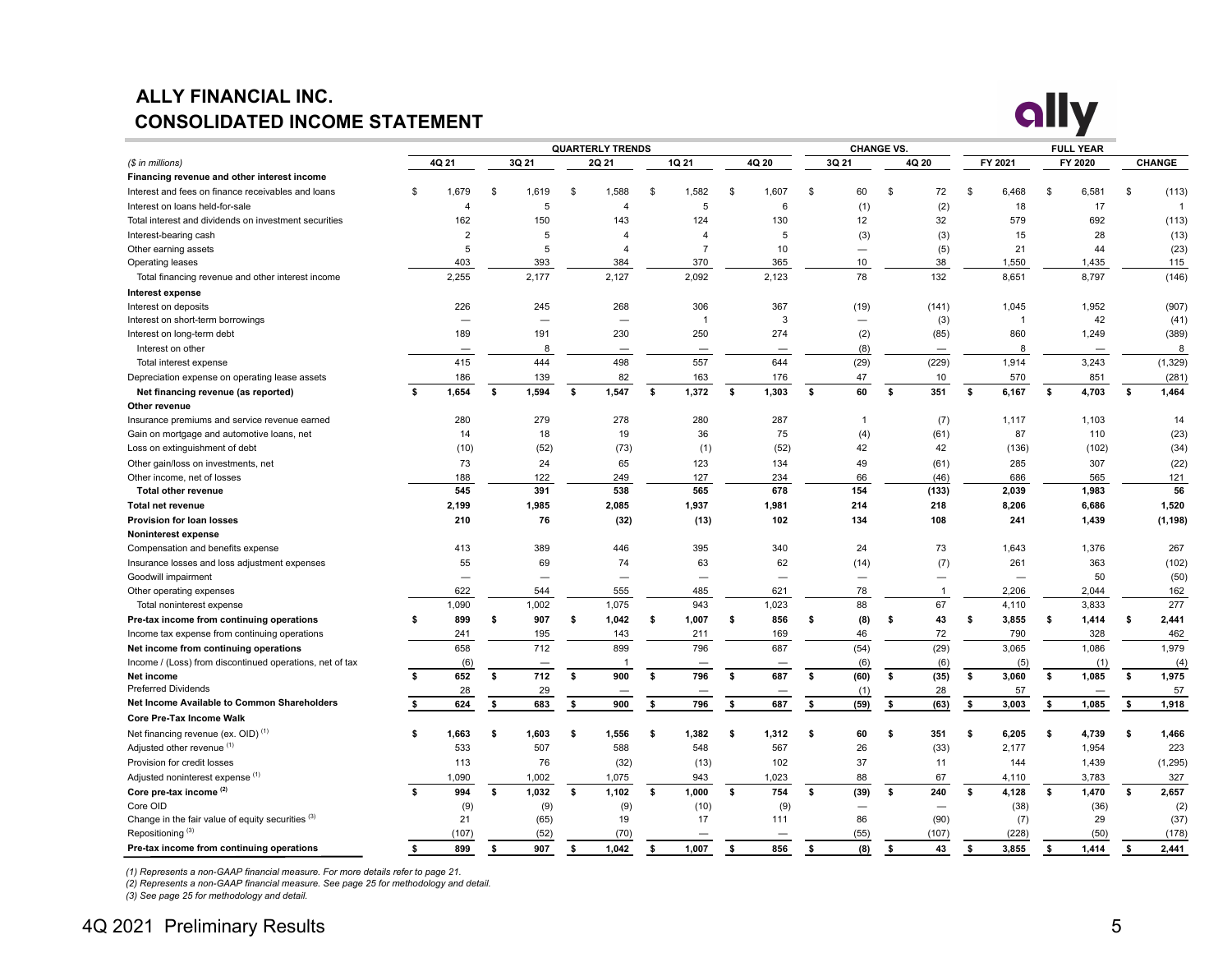# ALLY FINANCIAL INC.
## CONSOLIDATED INCOME STATEMENT

| ($ in millions) | QUARTERLY TRENDS 4Q 21 | 3Q 21 | 2Q 21 | 1Q 21 | 4Q 20 | CHANGE VS. 3Q 21 | 4Q 20 | FULL YEAR FY 2021 | FY 2020 | CHANGE |
|---|---|---|---|---|---|---|---|---|---|---|
| **Financing revenue and other interest income** | | | | | | | | | | |
| Interest and fees on finance receivables and loans | $ 1,679 | $ 1,619 | $ 1,588 | $ 1,582 | $ 1,607 | $ 60 | $ 72 | $ 6,468 | $ 6,581 | $ (113) |
| Interest on loans held-for-sale | 4 | 5 | 4 | 5 | 6 | (1) | (2) | 18 | 17 | 1 |
| Total interest and dividends on investment securities | 162 | 150 | 143 | 124 | 130 | 12 | 32 | 579 | 692 | (113) |
| Interest-bearing cash | 2 | 5 | 4 | 4 | 5 | (3) | (3) | 15 | 28 | (13) |
| Other earning assets | 5 | 5 | 4 | 7 | 10 | — | (5) | 21 | 44 | (23) |
| Operating leases | 403 | 393 | 384 | 370 | 365 | 10 | 38 | 1,550 | 1,435 | 115 |
| Total financing revenue and other interest income | 2,255 | 2,177 | 2,127 | 2,092 | 2,123 | 78 | 132 | 8,651 | 8,797 | (146) |
| **Interest expense** | | | | | | | | | | |
| Interest on deposits | 226 | 245 | 268 | 306 | 367 | (19) | (141) | 1,045 | 1,952 | (907) |
| Interest on short-term borrowings | — | — | — | 1 | 3 | — | (3) | 1 | 42 | (41) |
| Interest on long-term debt | 189 | 191 | 230 | 250 | 274 | (2) | (85) | 860 | 1,249 | (389) |
| Interest on other | — | 8 | — | — | — | (8) | — | 8 | — | 8 |
| Total interest expense | 415 | 444 | 498 | 557 | 644 | (29) | (229) | 1,914 | 3,243 | (1,329) |
| Depreciation expense on operating lease assets | 186 | 139 | 82 | 163 | 176 | 47 | 10 | 570 | 851 | (281) |
| **Net financing revenue (as reported)** | **$ 1,654** | **$ 1,594** | **$ 1,547** | **$ 1,372** | **$ 1,303** | **$ 60** | **$ 351** | **$ 6,167** | **$ 4,703** | **$ 1,464** |
| **Other revenue** | | | | | | | | | | |
| Insurance premiums and service revenue earned | 280 | 279 | 278 | 280 | 287 | 1 | (7) | 1,117 | 1,103 | 14 |
| Gain on mortgage and automotive loans, net | 14 | 18 | 19 | 36 | 75 | (4) | (61) | 87 | 110 | (23) |
| Loss on extinguishment of debt | (10) | (52) | (73) | (1) | (52) | 42 | 42 | (136) | (102) | (34) |
| Other gain/loss on investments, net | 73 | 24 | 65 | 123 | 134 | 49 | (61) | 285 | 307 | (22) |
| Other income, net of losses | 188 | 122 | 249 | 127 | 234 | 66 | (46) | 686 | 565 | 121 |
| **Total other revenue** | **545** | **391** | **538** | **565** | **678** | **154** | **(133)** | **2,039** | **1,983** | **56** |
| **Total net revenue** | **2,199** | **1,985** | **2,085** | **1,937** | **1,981** | **214** | **218** | **8,206** | **6,686** | **1,520** |
| **Provision for loan losses** | **210** | **76** | **(32)** | **(13)** | **102** | **134** | **108** | **241** | **1,439** | **(1,198)** |
| **Noninterest expense** | | | | | | | | | | |
| Compensation and benefits expense | 413 | 389 | 446 | 395 | 340 | 24 | 73 | 1,643 | 1,376 | 267 |
| Insurance losses and loss adjustment expenses | 55 | 69 | 74 | 63 | 62 | (14) | (7) | 261 | 363 | (102) |
| Goodwill impairment | — | — | — | — | — | — | — | — | 50 | (50) |
| Other operating expenses | 622 | 544 | 555 | 485 | 621 | 78 | 1 | 2,206 | 2,044 | 162 |
| Total noninterest expense | 1,090 | 1,002 | 1,075 | 943 | 1,023 | 88 | 67 | 4,110 | 3,833 | 277 |
| **Pre-tax income from continuing operations** | **$ 899** | **$ 907** | **$ 1,042** | **$ 1,007** | **$ 856** | **$ (8)** | **$ 43** | **$ 3,855** | **$ 1,414** | **$ 2,441** |
| Income tax expense from continuing operations | 241 | 195 | 143 | 211 | 169 | 46 | 72 | 790 | 328 | 462 |
| **Net income from continuing operations** | **658** | **712** | **899** | **796** | **687** | **(54)** | **(29)** | **3,065** | **1,086** | **1,979** |
| Income / (Loss) from discontinued operations, net of tax | (6) | — | 1 | — | — | (6) | (6) | (5) | (1) | (4) |
| **Net income** | **$ 652** | **$ 712** | **$ 900** | **$ 796** | **$ 687** | **$ (60)** | **$ (35)** | **$ 3,060** | **$ 1,085** | **$ 1,975** |
| Preferred Dividends | 28 | 29 | — | — | — | (1) | 28 | 57 | — | 57 |
| **Net Income Available to Common Shareholders** | **$ 624** | **$ 683** | **$ 900** | **$ 796** | **$ 687** | **$ (59)** | **$ (63)** | **$ 3,003** | **$ 1,085** | **$ 1,918** |
| **Core Pre-Tax Income Walk** | | | | | | | | | | |
| Net financing revenue (ex. OID) (1) | $ 1,663 | $ 1,603 | $ 1,556 | $ 1,382 | $ 1,312 | $ 60 | $ 351 | $ 6,205 | $ 4,739 | $ 1,466 |
| Adjusted other revenue (1) | 533 | 507 | 588 | 548 | 567 | 26 | (33) | 2,177 | 1,954 | 223 |
| Provision for credit losses | 113 | 76 | (32) | (13) | 102 | 37 | 11 | 144 | 1,439 | (1,295) |
| Adjusted noninterest expense (1) | 1,090 | 1,002 | 1,075 | 943 | 1,023 | 88 | 67 | 4,110 | 3,783 | 327 |
| **Core pre-tax income (2)** | **$ 994** | **$ 1,032** | **$ 1,102** | **$ 1,000** | **$ 754** | **$ (39)** | **$ 240** | **$ 4,128** | **$ 1,470** | **$ 2,657** |
| Core OID | (9) | (9) | (9) | (10) | (9) | — | — | (38) | (36) | (2) |
| Change in the fair value of equity securities (3) | 21 | (65) | 19 | 17 | 111 | 86 | (90) | (7) | 29 | (37) |
| Repositioning (3) | (107) | (52) | (70) | — | — | (55) | (107) | (228) | (50) | (178) |
| **Pre-tax income from continuing operations** | **$ 899** | **$ 907** | **$ 1,042** | **$ 1,007** | **$ 856** | **$ (8)** | **$ 43** | **$ 3,855** | **$ 1,414** | **$ 2,441** |

*(1) Represents a non-GAAP financial measure. For more details refer to page 21.*
*(2) Represents a non-GAAP financial measure. See page 25 for methodology and detail.*
*(3) See page 25 for methodology and detail.*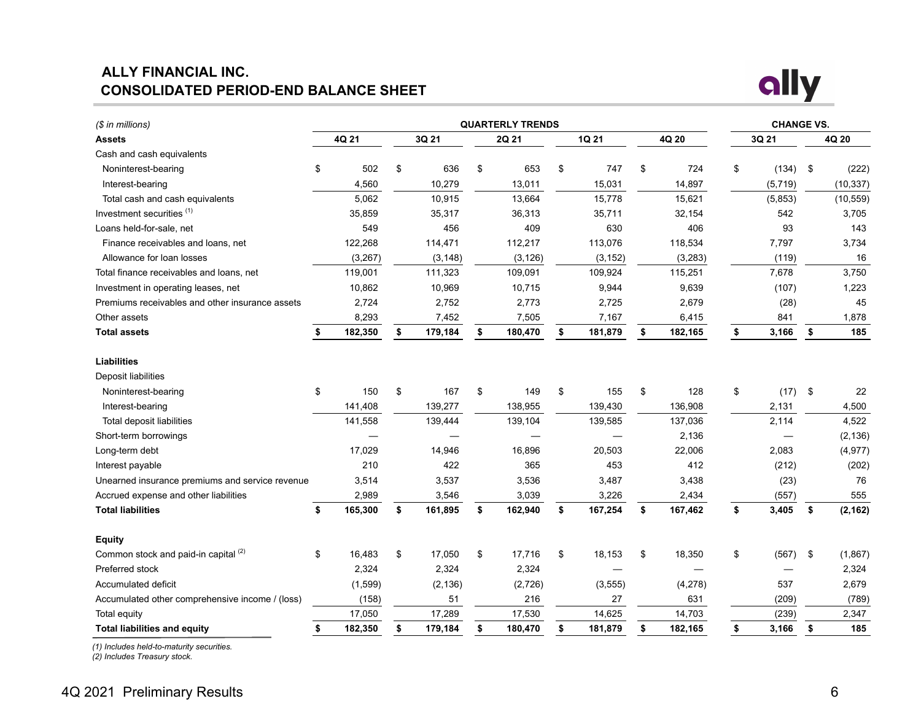# ALLY FINANCIAL INC.
## CONSOLIDATED PERIOD-END BALANCE SHEET

| ($ in millions) | QUARTERLY TRENDS | | | | | CHANGE VS. | |
|---|---|---|---|---|---|---|---|
| **Assets** | **4Q 21** | **3Q 21** | **2Q 21** | **1Q 21** | **4Q 20** | **3Q 21** | **4Q 20** |
| Cash and cash equivalents | | | | | | | |
| Noninterest-bearing | $ 502 | $ 636 | $ 653 | $ 747 | $ 724 | $ (134) | $ (222) |
| Interest-bearing | 4,560 | 10,279 | 13,011 | 15,031 | 14,897 | (5,719) | (10,337) |
| Total cash and cash equivalents | 5,062 | 10,915 | 13,664 | 15,778 | 15,621 | (5,853) | (10,559) |
| Investment securities [1] | 35,859 | 35,317 | 36,313 | 35,711 | 32,154 | 542 | 3,705 |
| Loans held-for-sale, net | 549 | 456 | 409 | 630 | 406 | 93 | 143 |
| Finance receivables and loans, net | 122,268 | 114,471 | 112,217 | 113,076 | 118,534 | 7,797 | 3,734 |
| Allowance for loan losses | (3,267) | (3,148) | (3,126) | (3,152) | (3,283) | (119) | 16 |
| Total finance receivables and loans, net | 119,001 | 111,323 | 109,091 | 109,924 | 115,251 | 7,678 | 3,750 |
| Investment in operating leases, net | 10,862 | 10,969 | 10,715 | 9,944 | 9,639 | (107) | 1,223 |
| Premiums receivables and other insurance assets | 2,724 | 2,752 | 2,773 | 2,725 | 2,679 | (28) | 45 |
| Other assets | 8,293 | 7,452 | 7,505 | 7,167 | 6,415 | 841 | 1,878 |
| **Total assets** | **$ 182,350** | **$ 179,184** | **$ 180,470** | **$ 181,879** | **$ 182,165** | **$ 3,166** | **$ 185** |
| | | | | | | | |
| **Liabilities** | | | | | | | |
| Deposit liabilities | | | | | | | |
| Noninterest-bearing | $ 150 | $ 167 | $ 149 | $ 155 | $ 128 | $ (17) | $ 22 |
| Interest-bearing | 141,408 | 139,277 | 138,955 | 139,430 | 136,908 | 2,131 | 4,500 |
| Total deposit liabilities | 141,558 | 139,444 | 139,104 | 139,585 | 137,036 | 2,114 | 4,522 |
| Short-term borrowings | — | — | — | — | 2,136 | — | (2,136) |
| Long-term debt | 17,029 | 14,946 | 16,896 | 20,503 | 22,006 | 2,083 | (4,977) |
| Interest payable | 210 | 422 | 365 | 453 | 412 | (212) | (202) |
| Unearned insurance premiums and service revenue | 3,514 | 3,537 | 3,536 | 3,487 | 3,438 | (23) | 76 |
| Accrued expense and other liabilities | 2,989 | 3,546 | 3,039 | 3,226 | 2,434 | (557) | 555 |
| **Total liabilities** | **$ 165,300** | **$ 161,895** | **$ 162,940** | **$ 167,254** | **$ 167,462** | **$ 3,405** | **$ (2,162)** |
| | | | | | | | |
| **Equity** | | | | | | | |
| Common stock and paid-in capital [2] | $ 16,483 | $ 17,050 | $ 17,716 | $ 18,153 | $ 18,350 | $ (567) | $ (1,867) |
| Preferred stock | 2,324 | 2,324 | 2,324 | — | — | — | 2,324 |
| Accumulated deficit | (1,599) | (2,136) | (2,726) | (3,555) | (4,278) | 537 | 2,679 |
| Accumulated other comprehensive income / (loss) | (158) | 51 | 216 | 27 | 631 | (209) | (789) |
| Total equity | 17,050 | 17,289 | 17,530 | 14,625 | 14,703 | (239) | 2,347 |
| **Total liabilities and equity** | **$ 182,350** | **$ 179,184** | **$ 180,470** | **$ 181,879** | **$ 182,165** | **$ 3,166** | **$ 185** |

*(1) Includes held-to-maturity securities.*
*(2) Includes Treasury stock.*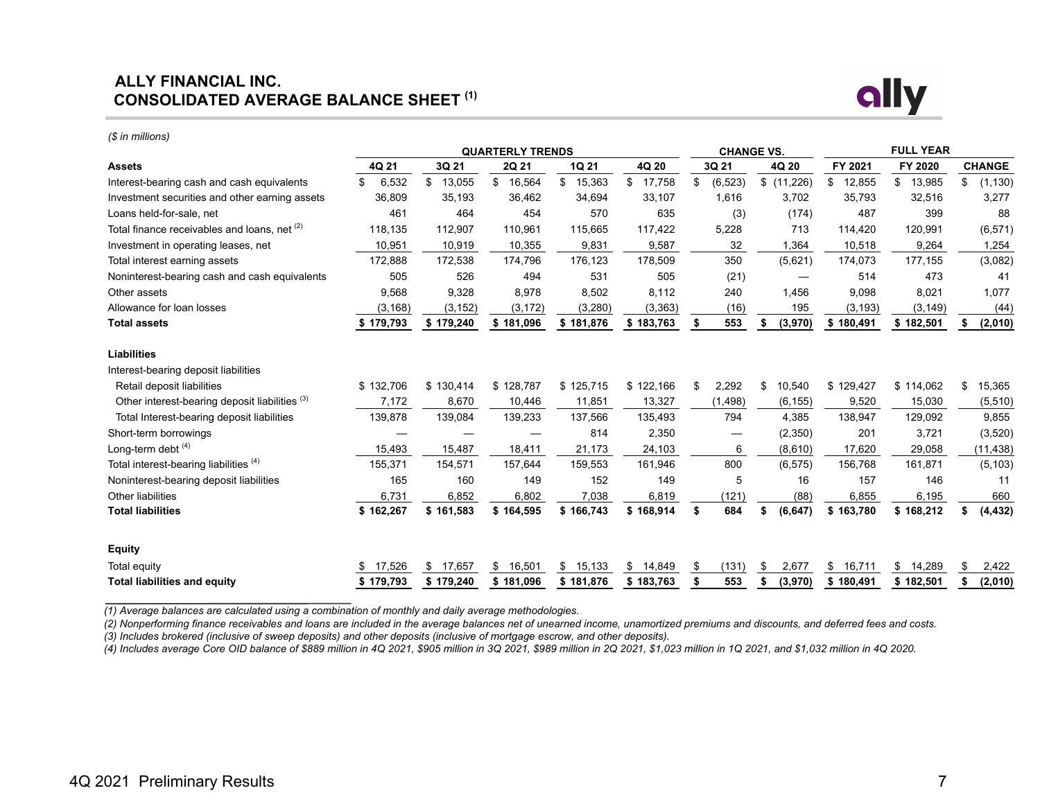# ALLY FINANCIAL INC.
# CONSOLIDATED AVERAGE BALANCE SHEET [1]

*($ in millions)*

| | QUARTERLY TRENDS | | | | | CHANGE VS. | | FULL YEAR | | |
|---|---|---|---|---|---|---|---|---|---|---|
| **Assets** | **4Q 21** | **3Q 21** | **2Q 21** | **1Q 21** | **4Q 20** | **3Q 21** | **4Q 20** | **FY 2021** | **FY 2020** | **CHANGE** |
| Interest-bearing cash and cash equivalents | $ 6,532 | $ 13,055 | $ 16,564 | $ 15,363 | $ 17,758 | $ (6,523) | $ (11,226) | $ 12,855 | $ 13,985 | $ (1,130) |
| Investment securities and other earning assets | 36,809 | 35,193 | 36,462 | 34,694 | 33,107 | 1,616 | 3,702 | 35,793 | 32,516 | 3,277 |
| Loans held-for-sale, net | 461 | 464 | 454 | 570 | 635 | (3) | (174) | 487 | 399 | 88 |
| Total finance receivables and loans, net [2] | 118,135 | 112,907 | 110,961 | 115,665 | 117,422 | 5,228 | 713 | 114,420 | 120,991 | (6,571) |
| Investment in operating leases, net | 10,951 | 10,919 | 10,355 | 9,831 | 9,587 | 32 | 1,364 | 10,518 | 9,264 | 1,254 |
| Total interest earning assets | 172,888 | 172,538 | 174,796 | 176,123 | 178,509 | 350 | (5,621) | 174,073 | 177,155 | (3,082) |
| Noninterest-bearing cash and cash equivalents | 505 | 526 | 494 | 531 | 505 | (21) | — | 514 | 473 | 41 |
| Other assets | 9,568 | 9,328 | 8,978 | 8,502 | 8,112 | 240 | 1,456 | 9,098 | 8,021 | 1,077 |
| Allowance for loan losses | (3,168) | (3,152) | (3,172) | (3,280) | (3,363) | (16) | 195 | (3,193) | (3,149) | (44) |
| **Total assets** | **$ 179,793** | **$ 179,240** | **$ 181,096** | **$ 181,876** | **$ 183,763** | **$ 553** | **$ (3,970)** | **$ 180,491** | **$ 182,501** | **$ (2,010)** |
| **Liabilities** | | | | | | | | | | |
| Interest-bearing deposit liabilities | | | | | | | | | | |
| Retail deposit liabilities | $ 132,706 | $ 130,414 | $ 128,787 | $ 125,715 | $ 122,166 | $ 2,292 | $ 10,540 | $ 129,427 | $ 114,062 | $ 15,365 |
| Other interest-bearing deposit liabilities [3] | 7,172 | 8,670 | 10,446 | 11,851 | 13,327 | (1,498) | (6,155) | 9,520 | 15,030 | (5,510) |
| Total Interest-bearing deposit liabilities | 139,878 | 139,084 | 139,233 | 137,566 | 135,493 | 794 | 4,385 | 138,947 | 129,092 | 9,855 |
| Short-term borrowings | — | — | — | 814 | 2,350 | — | (2,350) | 201 | 3,721 | (3,520) |
| Long-term debt [4] | 15,493 | 15,487 | 18,411 | 21,173 | 24,103 | 6 | (8,610) | 17,620 | 29,058 | (11,438) |
| Total interest-bearing liabilities [4] | 155,371 | 154,571 | 157,644 | 159,553 | 161,946 | 800 | (6,575) | 156,768 | 161,871 | (5,103) |
| Noninterest-bearing deposit liabilities | 165 | 160 | 149 | 152 | 149 | 5 | 16 | 157 | 146 | 11 |
| Other liabilities | 6,731 | 6,852 | 6,802 | 7,038 | 6,819 | (121) | (88) | 6,855 | 6,195 | 660 |
| **Total liabilities** | **$ 162,267** | **$ 161,583** | **$ 164,595** | **$ 166,743** | **$ 168,914** | **$ 684** | **$ (6,647)** | **$ 163,780** | **$ 168,212** | **$ (4,432)** |
| **Equity** | | | | | | | | | | |
| Total equity | $ 17,526 | $ 17,657 | $ 16,501 | $ 15,133 | $ 14,849 | $ (131) | $ 2,677 | $ 16,711 | $ 14,289 | $ 2,422 |
| **Total liabilities and equity** | **$ 179,793** | **$ 179,240** | **$ 181,096** | **$ 181,876** | **$ 183,763** | **$ 553** | **$ (3,970)** | **$ 180,491** | **$ 182,501** | **$ (2,010)** |

*(1) Average balances are calculated using a combination of monthly and daily average methodologies.*
*(2) Nonperforming finance receivables and loans are included in the average balances net of unearned income, unamortized premiums and discounts, and deferred fees and costs.*
*(3) Includes brokered (inclusive of sweep deposits) and other deposits (inclusive of mortgage escrow, and other deposits).*
*(4) Includes average Core OID balance of $889 million in 4Q 2021, $905 million in 3Q 2021, $989 million in 2Q 2021, $1,023 million in 1Q 2021, and $1,032 million in 4Q 2020.*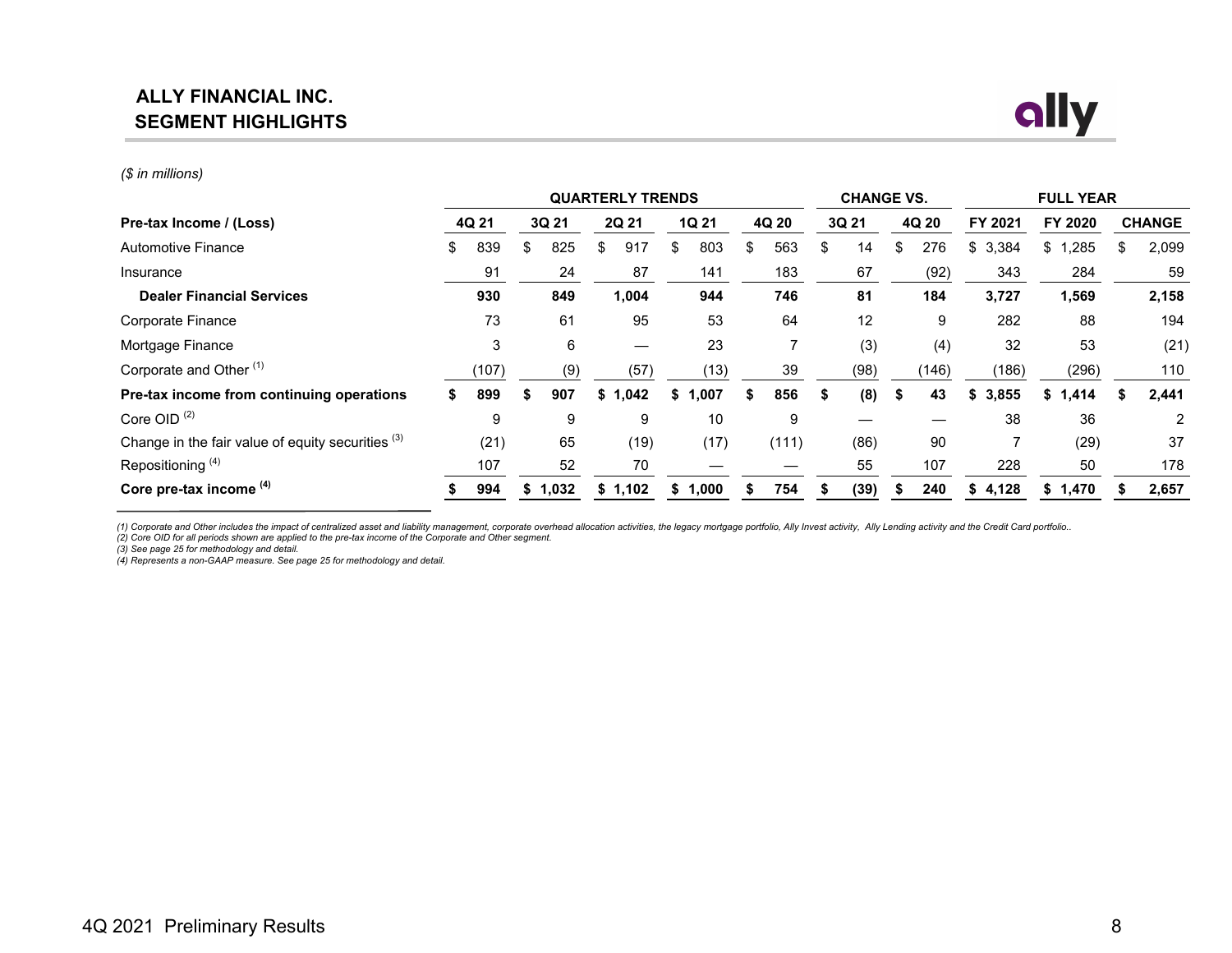# ALLY FINANCIAL INC.
## SEGMENT HIGHLIGHTS

*($ in millions)*

| | QUARTERLY TRENDS | | | | | CHANGE VS. | | FULL YEAR | | |
|---|---|---|---|---|---|---|---|---|---|---|
| **Pre-tax Income / (Loss)** | **4Q 21** | **3Q 21** | **2Q 21** | **1Q 21** | **4Q 20** | **3Q 21** | **4Q 20** | **FY 2021** | **FY 2020** | **CHANGE** |
| Automotive Finance | $ 839 | $ 825 | $ 917 | $ 803 | $ 563 | $ 14 | $ 276 | $ 3,384 | $ 1,285 | $ 2,099 |
| Insurance | 91 | 24 | 87 | 141 | 183 | 67 | (92) | 343 | 284 | 59 |
| **Dealer Financial Services** | **930** | **849** | **1,004** | **944** | **746** | **81** | **184** | **3,727** | **1,569** | **2,158** |
| Corporate Finance | 73 | 61 | 95 | 53 | 64 | 12 | 9 | 282 | 88 | 194 |
| Mortgage Finance | 3 | 6 | — | 23 | 7 | (3) | (4) | 32 | 53 | (21) |
| Corporate and Other [1] | (107) | (9) | (57) | (13) | 39 | (98) | (146) | (186) | (296) | 110 |
| **Pre-tax income from continuing operations** | **$ 899** | **$ 907** | **$ 1,042** | **$ 1,007** | **$ 856** | **$ (8)** | **$ 43** | **$ 3,855** | **$ 1,414** | **$ 2,441** |
| Core OID [2] | 9 | 9 | 9 | 10 | 9 | — | — | 38 | 36 | 2 |
| Change in the fair value of equity securities [3] | (21) | 65 | (19) | (17) | (111) | (86) | 90 | 7 | (29) | 37 |
| Repositioning [4] | 107 | 52 | 70 | — | — | 55 | 107 | 228 | 50 | 178 |
| **Core pre-tax income [4]** | **$ 994** | **$ 1,032** | **$ 1,102** | **$ 1,000** | **$ 754** | **$ (39)** | **$ 240** | **$ 4,128** | **$ 1,470** | **$ 2,657** |

*(1) Corporate and Other includes the impact of centralized asset and liability management, corporate overhead allocation activities, the legacy mortgage portfolio, Ally Invest activity, Ally Lending activity and the Credit Card portfolio..*
*(2) Core OID for all periods shown are applied to the pre-tax income of the Corporate and Other segment.*
*(3) See page 25 for methodology and detail.*
*(4) Represents a non-GAAP measure. See page 25 for methodology and detail.*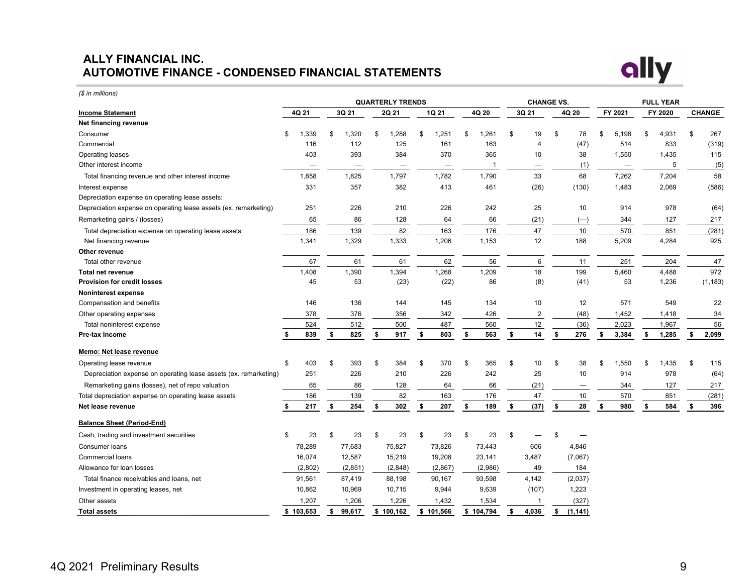# ALLY FINANCIAL INC.
## AUTOMOTIVE FINANCE - CONDENSED FINANCIAL STATEMENTS

*($ in millions)*

| | QUARTERLY TRENDS | | | | | CHANGE VS. | | FULL YEAR | | |
|---|---|---|---|---|---|---|---|---|---|---|
| **Income Statement** | 4Q 21 | 3Q 21 | 2Q 21 | 1Q 21 | 4Q 20 | 3Q 21 | 4Q 20 | FY 2021 | FY 2020 | CHANGE |
| **Net financing revenue** | | | | | | | | | | |
| Consumer | $ 1,339 | $ 1,320 | $ 1,288 | $ 1,251 | $ 1,261 | $ 19 | $ 78 | $ 5,198 | $ 4,931 | $ 267 |
| Commercial | 116 | 112 | 125 | 161 | 163 | 4 | (47) | 514 | 833 | (319) |
| Operating leases | 403 | 393 | 384 | 370 | 365 | 10 | 38 | 1,550 | 1,435 | 115 |
| Other interest income | — | — | — | — | 1 | — | (1) | — | 5 | (5) |
| Total financing revenue and other interest income | 1,858 | 1,825 | 1,797 | 1,782 | 1,790 | 33 | 68 | 7,262 | 7,204 | 58 |
| Interest expense | 331 | 357 | 382 | 413 | 461 | (26) | (130) | 1,483 | 2,069 | (586) |
| Depreciation expense on operating lease assets: | | | | | | | | | | |
| Depreciation expense on operating lease assets (ex. remarketing) | 251 | 226 | 210 | 226 | 242 | 25 | 10 | 914 | 978 | (64) |
| Remarketing gains / (losses) | 65 | 86 | 128 | 64 | 66 | (21) | (—) | 344 | 127 | 217 |
| Total depreciation expense on operating lease assets | 186 | 139 | 82 | 163 | 176 | 47 | 10 | 570 | 851 | (281) |
| Net financing revenue | 1,341 | 1,329 | 1,333 | 1,206 | 1,153 | 12 | 188 | 5,209 | 4,284 | 925 |
| **Other revenue** | | | | | | | | | | |
| Total other revenue | 67 | 61 | 61 | 62 | 56 | 6 | 11 | 251 | 204 | 47 |
| **Total net revenue** | 1,408 | 1,390 | 1,394 | 1,268 | 1,209 | 18 | 199 | 5,460 | 4,488 | 972 |
| **Provision for credit losses** | 45 | 53 | (23) | (22) | 86 | (8) | (41) | 53 | 1,236 | (1,183) |
| **Noninterest expense** | | | | | | | | | | |
| Compensation and benefits | 146 | 136 | 144 | 145 | 134 | 10 | 12 | 571 | 549 | 22 |
| Other operating expenses | 378 | 376 | 356 | 342 | 426 | 2 | (48) | 1,452 | 1,418 | 34 |
| Total noninterest expense | 524 | 512 | 500 | 487 | 560 | 12 | (36) | 2,023 | 1,967 | 56 |
| **Pre-tax Income** | **$ 839** | **$ 825** | **$ 917** | **$ 803** | **$ 563** | **$ 14** | **$ 276** | **$ 3,384** | **$ 1,285** | **$ 2,099** |
| **Memo: Net lease revenue** | | | | | | | | | | |
| Operating lease revenue | $ 403 | $ 393 | $ 384 | $ 370 | $ 365 | $ 10 | $ 38 | $ 1,550 | $ 1,435 | $ 115 |
| Depreciation expense on operating lease assets (ex. remarketing) | 251 | 226 | 210 | 226 | 242 | 25 | 10 | 914 | 978 | (64) |
| Remarketing gains (losses), net of repo valuation | 65 | 86 | 128 | 64 | 66 | (21) | — | 344 | 127 | 217 |
| Total depreciation expense on operating lease assets | 186 | 139 | 82 | 163 | 176 | 47 | 10 | 570 | 851 | (281) |
| **Net lease revenue** | **$ 217** | **$ 254** | **$ 302** | **$ 207** | **$ 189** | **$ (37)** | **$ 28** | **$ 980** | **$ 584** | **$ 396** |
| **Balance Sheet (Period-End)** | | | | | | | | | | |
| Cash, trading and investment securities | $ 23 | $ 23 | $ 23 | $ 23 | $ 23 | $ — | $ — | | | |
| Consumer loans | 78,289 | 77,683 | 75,827 | 73,826 | 73,443 | 606 | 4,846 | | | |
| Commercial loans | 16,074 | 12,587 | 15,219 | 19,208 | 23,141 | 3,487 | (7,067) | | | |
| Allowance for loan losses | (2,802) | (2,851) | (2,848) | (2,867) | (2,986) | 49 | 184 | | | |
| Total finance receivables and loans, net | 91,561 | 87,419 | 88,198 | 90,167 | 93,598 | 4,142 | (2,037) | | | |
| Investment in operating leases, net | 10,862 | 10,969 | 10,715 | 9,944 | 9,639 | (107) | 1,223 | | | |
| Other assets | 1,207 | 1,206 | 1,226 | 1,432 | 1,534 | 1 | (327) | | | |
| **Total assets** | **$ 103,653** | **$ 99,617** | **$ 100,162** | **$ 101,566** | **$ 104,794** | **$ 4,036** | **$ (1,141)** | | | |

4Q 2021 Preliminary Results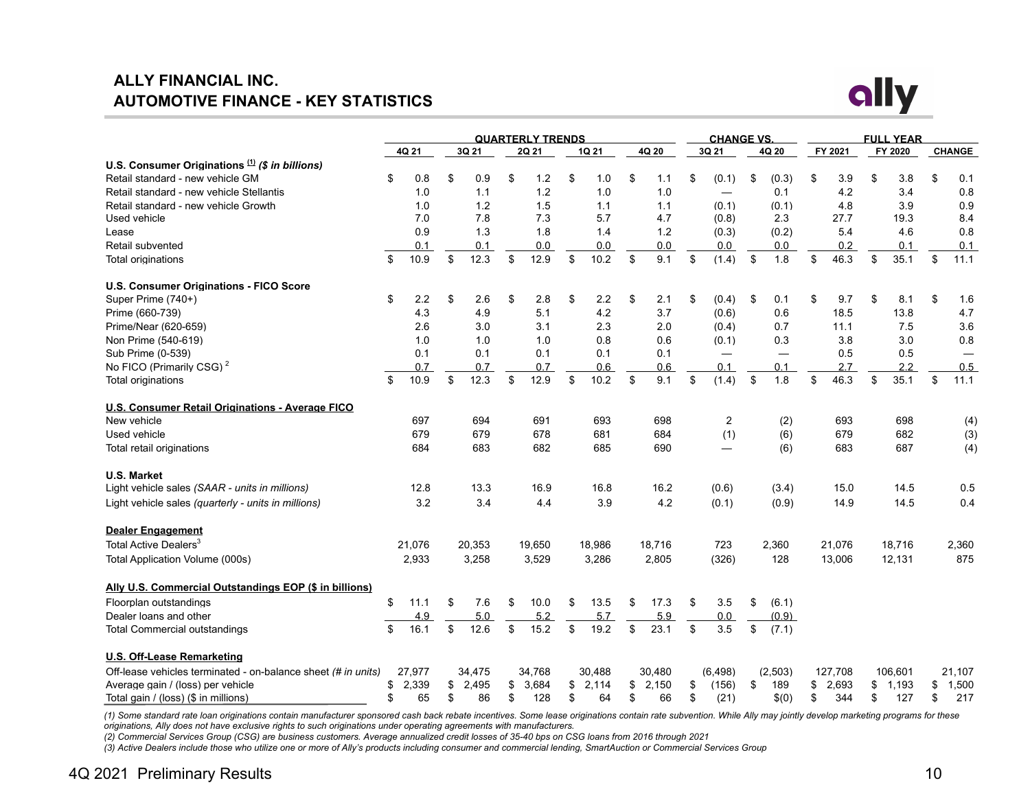# ALLY FINANCIAL INC.
## AUTOMOTIVE FINANCE - KEY STATISTICS

| | QUARTERLY TRENDS | | | | | CHANGE VS. | | FULL YEAR | | |
|---|---|---|---|---|---|---|---|---|---|---|
| | 4Q 21 | 3Q 21 | 2Q 21 | 1Q 21 | 4Q 20 | 3Q 21 | 4Q 20 | FY 2021 | FY 2020 | CHANGE |
| **U.S. Consumer Originations (1) ($ in billions)** | | | | | | | | | | |
| Retail standard - new vehicle GM | $ 0.8 | $ 0.9 | $ 1.2 | $ 1.0 | $ 1.1 | $ (0.1) | $ (0.3) | $ 3.9 | $ 3.8 | $ 0.1 |
| Retail standard - new vehicle Stellantis | 1.0 | 1.1 | 1.2 | 1.0 | 1.0 | — | 0.1 | 4.2 | 3.4 | 0.8 |
| Retail standard - new vehicle Growth | 1.0 | 1.2 | 1.5 | 1.1 | 1.1 | (0.1) | (0.1) | 4.8 | 3.9 | 0.9 |
| Used vehicle | 7.0 | 7.8 | 7.3 | 5.7 | 4.7 | (0.8) | 2.3 | 27.7 | 19.3 | 8.4 |
| Lease | 0.9 | 1.3 | 1.8 | 1.4 | 1.2 | (0.3) | (0.2) | 5.4 | 4.6 | 0.8 |
| Retail subvented | 0.1 | 0.1 | 0.0 | 0.0 | 0.0 | 0.0 | 0.0 | 0.2 | 0.1 | 0.1 |
| Total originations | $ 10.9 | $ 12.3 | $ 12.9 | $ 10.2 | $ 9.1 | $ (1.4) | $ 1.8 | $ 46.3 | $ 35.1 | $ 11.1 |
| **U.S. Consumer Originations - FICO Score** | | | | | | | | | | |
| Super Prime (740+) | $ 2.2 | $ 2.6 | $ 2.8 | $ 2.2 | $ 2.1 | $ (0.4) | $ 0.1 | $ 9.7 | $ 8.1 | $ 1.6 |
| Prime (660-739) | 4.3 | 4.9 | 5.1 | 4.2 | 3.7 | (0.6) | 0.6 | 18.5 | 13.8 | 4.7 |
| Prime/Near (620-659) | 2.6 | 3.0 | 3.1 | 2.3 | 2.0 | (0.4) | 0.7 | 11.1 | 7.5 | 3.6 |
| Non Prime (540-619) | 1.0 | 1.0 | 1.0 | 0.8 | 0.6 | (0.1) | 0.3 | 3.8 | 3.0 | 0.8 |
| Sub Prime (0-539) | 0.1 | 0.1 | 0.1 | 0.1 | 0.1 | — | — | 0.5 | 0.5 | — |
| No FICO (Primarily CSG) [2] | 0.7 | 0.7 | 0.7 | 0.6 | 0.6 | 0.1 | 0.1 | 2.7 | 2.2 | 0.5 |
| Total originations | $ 10.9 | $ 12.3 | $ 12.9 | $ 10.2 | $ 9.1 | $ (1.4) | $ 1.8 | $ 46.3 | $ 35.1 | $ 11.1 |
| **U.S. Consumer Retail Originations - Average FICO** | | | | | | | | | | |
| New vehicle | 697 | 694 | 691 | 693 | 698 | 2 | (2) | 693 | 698 | (4) |
| Used vehicle | 679 | 679 | 678 | 681 | 684 | (1) | (6) | 679 | 682 | (3) |
| Total retail originations | 684 | 683 | 682 | 685 | 690 | — | (6) | 683 | 687 | (4) |
| **U.S. Market** | | | | | | | | | | |
| Light vehicle sales *(SAAR - units in millions)* | 12.8 | 13.3 | 16.9 | 16.8 | 16.2 | (0.6) | (3.4) | 15.0 | 14.5 | 0.5 |
| Light vehicle sales *(quarterly - units in millions)* | 3.2 | 3.4 | 4.4 | 3.9 | 4.2 | (0.1) | (0.9) | 14.9 | 14.5 | 0.4 |
| **Dealer Engagement** | | | | | | | | | | |
| Total Active Dealers[3] | 21,076 | 20,353 | 19,650 | 18,986 | 18,716 | 723 | 2,360 | 21,076 | 18,716 | 2,360 |
| Total Application Volume (000s) | 2,933 | 3,258 | 3,529 | 3,286 | 2,805 | (326) | 128 | 13,006 | 12,131 | 875 |
| **Ally U.S. Commercial Outstandings EOP ($ in billions)** | | | | | | | | | | |
| Floorplan outstandings | $ 11.1 | $ 7.6 | $ 10.0 | $ 13.5 | $ 17.3 | $ 3.5 | $ (6.1) | | | |
| Dealer loans and other | 4.9 | 5.0 | 5.2 | 5.7 | 5.9 | 0.0 | (0.9) | | | |
| Total Commercial outstandings | $ 16.1 | $ 12.6 | $ 15.2 | $ 19.2 | $ 23.1 | $ 3.5 | $ (7.1) | | | |
| **U.S. Off-Lease Remarketing** | | | | | | | | | | |
| Off-lease vehicles terminated - on-balance sheet *(# in units)* | 27,977 | 34,475 | 34,768 | 30,488 | 30,480 | (6,498) | (2,503) | 127,708 | 106,601 | 21,107 |
| Average gain / (loss) per vehicle | $ 2,339 | $ 2,495 | $ 3,684 | $ 2,114 | $ 2,150 | $ (156) | $ 189 | $ 2,693 | $ 1,193 | $ 1,500 |
| Total gain / (loss) ($ in millions) | $ 65 | $ 86 | $ 128 | $ 64 | $ 66 | $ (21) | $(0) | $ 344 | $ 127 | $ 217 |

*(1) Some standard rate loan originations contain manufacturer sponsored cash back rebate incentives. Some lease originations contain rate subvention. While Ally may jointly develop marketing programs for these originations, Ally does not have exclusive rights to such originations under operating agreements with manufacturers.*

*(2) Commercial Services Group (CSG) are business customers. Average annualized credit losses of 35-40 bps on CSG loans from 2016 through 2021*

*(3) Active Dealers include those who utilize one or more of Ally's products including consumer and commercial lending, SmartAuction or Commercial Services Group*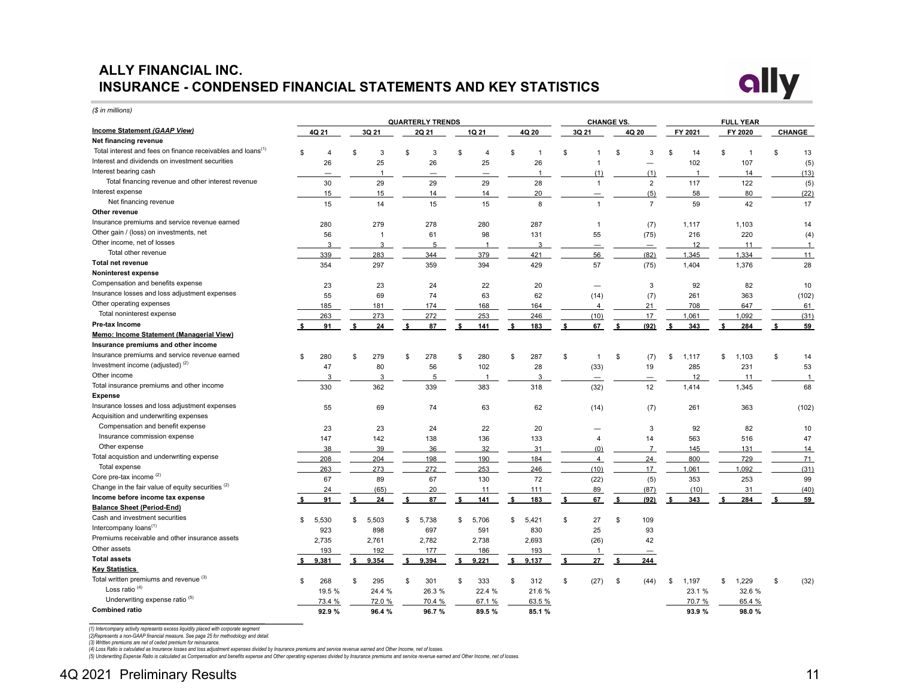# ALLY FINANCIAL INC.
## INSURANCE - CONDENSED FINANCIAL STATEMENTS AND KEY STATISTICS

*($ in millions)*

| | QUARTERLY TRENDS | | | | | CHANGE VS. | | FULL YEAR | | |
|---|---|---|---|---|---|---|---|---|---|---|
| **Income Statement *(GAAP View)*** | 4Q 21 | 3Q 21 | 2Q 21 | 1Q 21 | 4Q 20 | 3Q 21 | 4Q 20 | FY 2021 | FY 2020 | CHANGE |
| **Net financing revenue** | | | | | | | | | | |
| Total interest and fees on finance receivables and loans[1] | $ 4 | $ 3 | $ 3 | $ 4 | $ 1 | $ 1 | $ 3 | $ 14 | $ 1 | $ 13 |
| Interest and dividends on investment securities | 26 | 25 | 26 | 25 | 26 | 1 | — | 102 | 107 | (5) |
| Interest bearing cash | — | 1 | — | — | 1 | (1) | (1) | 1 | 14 | (13) |
| Total financing revenue and other interest revenue | 30 | 29 | 29 | 29 | 28 | 1 | 2 | 117 | 122 | (5) |
| Interest expense | 15 | 15 | 14 | 14 | 20 | — | (5) | 58 | 80 | (22) |
| Net financing revenue | 15 | 14 | 15 | 15 | 8 | 1 | 7 | 59 | 42 | 17 |
| **Other revenue** | | | | | | | | | | |
| Insurance premiums and service revenue earned | 280 | 279 | 278 | 280 | 287 | 1 | (7) | 1,117 | 1,103 | 14 |
| Other gain / (loss) on investments, net | 56 | 1 | 61 | 98 | 131 | 55 | (75) | 216 | 220 | (4) |
| Other income, net of losses | 3 | 3 | 5 | 1 | 3 | — | — | 12 | 11 | 1 |
| Total other revenue | 339 | 283 | 344 | 379 | 421 | 56 | (82) | 1,345 | 1,334 | 11 |
| **Total net revenue** | 354 | 297 | 359 | 394 | 429 | 57 | (75) | 1,404 | 1,376 | 28 |
| **Noninterest expense** | | | | | | | | | | |
| Compensation and benefits expense | 23 | 23 | 24 | 22 | 20 | — | 3 | 92 | 82 | 10 |
| Insurance losses and loss adjustment expenses | 55 | 69 | 74 | 63 | 62 | (14) | (7) | 261 | 363 | (102) |
| Other operating expenses | 185 | 181 | 174 | 168 | 164 | 4 | 21 | 708 | 647 | 61 |
| Total noninterest expense | 263 | 273 | 272 | 253 | 246 | (10) | 17 | 1,061 | 1,092 | (31) |
| **Pre-tax Income** | **$ 91** | **$ 24** | **$ 87** | **$ 141** | **$ 183** | **$ 67** | **$ (92)** | **$ 343** | **$ 284** | **$ 59** |
| **Memo: Income Statement (Managerial View)** | | | | | | | | | | |
| **Insurance premiums and other income** | | | | | | | | | | |
| Insurance premiums and service revenue earned | $ 280 | $ 279 | $ 278 | $ 280 | $ 287 | $ 1 | $ (7) | $ 1,117 | $ 1,103 | $ 14 |
| Investment income (adjusted)[2] | 47 | 80 | 56 | 102 | 28 | (33) | 19 | 285 | 231 | 53 |
| Other income | 3 | 3 | 5 | 1 | 3 | — | — | 12 | 11 | 1 |
| Total insurance premiums and other income | 330 | 362 | 339 | 383 | 318 | (32) | 12 | 1,414 | 1,345 | 68 |
| **Expense** | | | | | | | | | | |
| Insurance losses and loss adjustment expenses | 55 | 69 | 74 | 63 | 62 | (14) | (7) | 261 | 363 | (102) |
| Acquisition and underwriting expenses | | | | | | | | | | |
| Compensation and benefit expense | 23 | 23 | 24 | 22 | 20 | — | 3 | 92 | 82 | 10 |
| Insurance commission expense | 147 | 142 | 138 | 136 | 133 | 4 | 14 | 563 | 516 | 47 |
| Other expense | 38 | 39 | 36 | 32 | 31 | (0) | 7 | 145 | 131 | 14 |
| Total acquistion and underwriting expense | 208 | 204 | 198 | 190 | 184 | 4 | 24 | 800 | 729 | 71 |
| Total expense | 263 | 273 | 272 | 253 | 246 | (10) | 17 | 1,061 | 1,092 | (31) |
| Core pre-tax income[2] | 67 | 89 | 67 | 130 | 72 | (22) | (5) | 353 | 253 | 99 |
| Change in the fair value of equity securities[2] | 24 | (65) | 20 | 11 | 111 | 89 | (87) | (10) | 31 | (40) |
| **Income before income tax expense** | **$ 91** | **$ 24** | **$ 87** | **$ 141** | **$ 183** | **$ 67** | **$ (92)** | **$ 343** | **$ 284** | **$ 59** |
| **Balance Sheet (Period-End)** | | | | | | | | | | |
| Cash and investment securities | $ 5,530 | $ 5,503 | $ 5,738 | $ 5,706 | $ 5,421 | $ 27 | $ 109 | | | |
| Intercompany loans[1] | 923 | 898 | 697 | 591 | 830 | 25 | 93 | | | |
| Premiums receivable and other insurance assets | 2,735 | 2,761 | 2,782 | 2,738 | 2,693 | (26) | 42 | | | |
| Other assets | 193 | 192 | 177 | 186 | 193 | 1 | — | | | |
| **Total assets** | **$ 9,381** | **$ 9,354** | **$ 9,394** | **$ 9,221** | **$ 9,137** | **$ 27** | **$ 244** | | | |
| **Key Statistics** | | | | | | | | | | |
| Total written premiums and revenue[3] | $ 268 | $ 295 | $ 301 | $ 333 | $ 312 | $ (27) | $ (44) | $ 1,197 | $ 1,229 | $ (32) |
| Loss ratio[4] | 19.5 % | 24.4 % | 26.3 % | 22.4 % | 21.6 % | | | 23.1 % | 32.6 % | |
| Underwriting expense ratio[5] | 73.4 % | 72.0 % | 70.4 % | 67.1 % | 63.5 % | | | 70.7 % | 65.4 % | |
| **Combined ratio** | **92.9 %** | **96.4 %** | **96.7 %** | **89.5 %** | **85.1 %** | | | **93.9 %** | **98.0 %** | |

*(1) Intercompany activity represents excess liquidity placed with corporate segment*
*(2)Represents a non-GAAP financial measure. See page 25 for methodology and detail.*
*(3) Written premiums are net of ceded premium for reinsurance.*
*(4) Loss Ratio is calculated as Insurance losses and loss adjustment expenses divided by Insurance premiums and service revenue earned and Other Income, net of losses.*
*(5) Underwriting Expense Ratio is calculated as Compensation and benefits expense and Other operating expenses divided by Insurance premiums and service revenue earned and Other Income, net of losses.*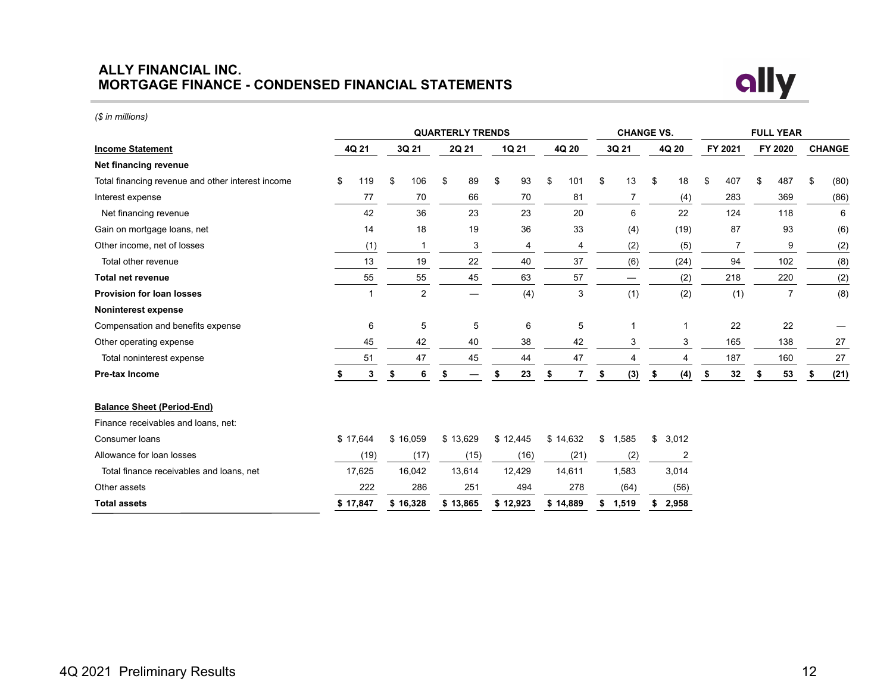# ALLY FINANCIAL INC.
## MORTGAGE FINANCE - CONDENSED FINANCIAL STATEMENTS

*($ in millions)*

| | QUARTERLY TRENDS | | | | | CHANGE VS. | | FULL YEAR | | |
|---|---|---|---|---|---|---|---|---|---|---|
| **Income Statement** | **4Q 21** | **3Q 21** | **2Q 21** | **1Q 21** | **4Q 20** | **3Q 21** | **4Q 20** | **FY 2021** | **FY 2020** | **CHANGE** |
| **Net financing revenue** | | | | | | | | | | |
| Total financing revenue and other interest income | $ 119 | $ 106 | $ 89 | $ 93 | $ 101 | $ 13 | $ 18 | $ 407 | $ 487 | $ (80) |
| Interest expense | 77 | 70 | 66 | 70 | 81 | 7 | (4) | 283 | 369 | (86) |
| Net financing revenue | 42 | 36 | 23 | 23 | 20 | 6 | 22 | 124 | 118 | 6 |
| Gain on mortgage loans, net | 14 | 18 | 19 | 36 | 33 | (4) | (19) | 87 | 93 | (6) |
| Other income, net of losses | (1) | 1 | 3 | 4 | 4 | (2) | (5) | 7 | 9 | (2) |
| Total other revenue | 13 | 19 | 22 | 40 | 37 | (6) | (24) | 94 | 102 | (8) |
| **Total net revenue** | 55 | 55 | 45 | 63 | 57 | — | (2) | 218 | 220 | (2) |
| **Provision for loan losses** | 1 | 2 | — | (4) | 3 | (1) | (2) | (1) | 7 | (8) |
| **Noninterest expense** | | | | | | | | | | |
| Compensation and benefits expense | 6 | 5 | 5 | 6 | 5 | 1 | 1 | 22 | 22 | — |
| Other operating expense | 45 | 42 | 40 | 38 | 42 | 3 | 3 | 165 | 138 | 27 |
| Total noninterest expense | 51 | 47 | 45 | 44 | 47 | 4 | 4 | 187 | 160 | 27 |
| **Pre-tax Income** | **$ 3** | **$ 6** | **$ —** | **$ 23** | **$ 7** | **$ (3)** | **$ (4)** | **$ 32** | **$ 53** | **$ (21)** |
| | | | | | | | | | | |
| **Balance Sheet (Period-End)** | | | | | | | | | | |
| Finance receivables and loans, net: | | | | | | | | | | |
| Consumer loans | $ 17,644 | $ 16,059 | $ 13,629 | $ 12,445 | $ 14,632 | $ 1,585 | $ 3,012 | | | |
| Allowance for loan losses | (19) | (17) | (15) | (16) | (21) | (2) | 2 | | | |
| Total finance receivables and loans, net | 17,625 | 16,042 | 13,614 | 12,429 | 14,611 | 1,583 | 3,014 | | | |
| Other assets | 222 | 286 | 251 | 494 | 278 | (64) | (56) | | | |
| **Total assets** | **$ 17,847** | **$ 16,328** | **$ 13,865** | **$ 12,923** | **$ 14,889** | **$ 1,519** | **$ 2,958** | | | |

4Q 2021 Preliminary Results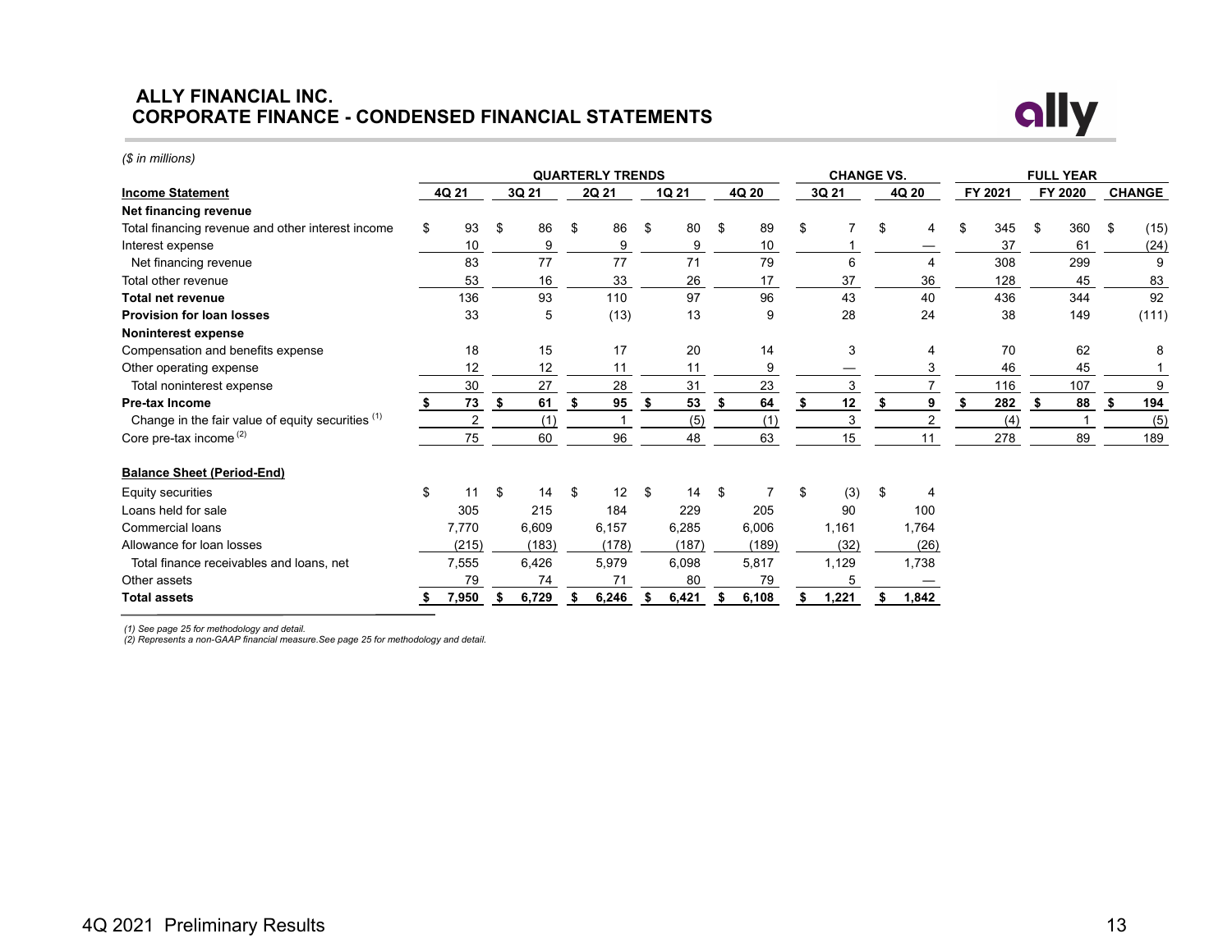# ALLY FINANCIAL INC.
## CORPORATE FINANCE - CONDENSED FINANCIAL STATEMENTS

*($ in millions)*

| | QUARTERLY TRENDS | | | | | CHANGE VS. | | FULL YEAR | | |
|---|---|---|---|---|---|---|---|---|---|---|
| **Income Statement** | 4Q 21 | 3Q 21 | 2Q 21 | 1Q 21 | 4Q 20 | 3Q 21 | 4Q 20 | FY 2021 | FY 2020 | CHANGE |
| **Net financing revenue** | | | | | | | | | | |
| Total financing revenue and other interest income | $ 93 | $ 86 | $ 86 | $ 80 | $ 89 | $ 7 | $ 4 | $ 345 | $ 360 | $ (15) |
| Interest expense | 10 | 9 | 9 | 9 | 10 | 1 | — | 37 | 61 | (24) |
| Net financing revenue | 83 | 77 | 77 | 71 | 79 | 6 | 4 | 308 | 299 | 9 |
| Total other revenue | 53 | 16 | 33 | 26 | 17 | 37 | 36 | 128 | 45 | 83 |
| **Total net revenue** | 136 | 93 | 110 | 97 | 96 | 43 | 40 | 436 | 344 | 92 |
| **Provision for loan losses** | 33 | 5 | (13) | 13 | 9 | 28 | 24 | 38 | 149 | (111) |
| **Noninterest expense** | | | | | | | | | | |
| Compensation and benefits expense | 18 | 15 | 17 | 20 | 14 | 3 | 4 | 70 | 62 | 8 |
| Other operating expense | 12 | 12 | 11 | 11 | 9 | — | 3 | 46 | 45 | 1 |
| Total noninterest expense | 30 | 27 | 28 | 31 | 23 | 3 | 7 | 116 | 107 | 9 |
| **Pre-tax Income** | **$ 73** | **$ 61** | **$ 95** | **$ 53** | **$ 64** | **$ 12** | **$ 9** | **$ 282** | **$ 88** | **$ 194** |
| Change in the fair value of equity securities [(1)] | 2 | (1) | 1 | (5) | (1) | 3 | 2 | (4) | 1 | (5) |
| Core pre-tax income [(2)] | 75 | 60 | 96 | 48 | 63 | 15 | 11 | 278 | 89 | 189 |
| | | | | | | | | | | |
| **Balance Sheet (Period-End)** | | | | | | | | | | |
| Equity securities | $ 11 | $ 14 | $ 12 | $ 14 | $ 7 | $ (3) | $ 4 | | | |
| Loans held for sale | 305 | 215 | 184 | 229 | 205 | 90 | 100 | | | |
| Commercial loans | 7,770 | 6,609 | 6,157 | 6,285 | 6,006 | 1,161 | 1,764 | | | |
| Allowance for loan losses | (215) | (183) | (178) | (187) | (189) | (32) | (26) | | | |
| Total finance receivables and loans, net | 7,555 | 6,426 | 5,979 | 6,098 | 5,817 | 1,129 | 1,738 | | | |
| Other assets | 79 | 74 | 71 | 80 | 79 | 5 | — | | | |
| **Total assets** | **$ 7,950** | **$ 6,729** | **$ 6,246** | **$ 6,421** | **$ 6,108** | **$ 1,221** | **$ 1,842** | | | |

*(1) See page 25 for methodology and detail.*
*(2) Represents a non-GAAP financial measure.See page 25 for methodology and detail.*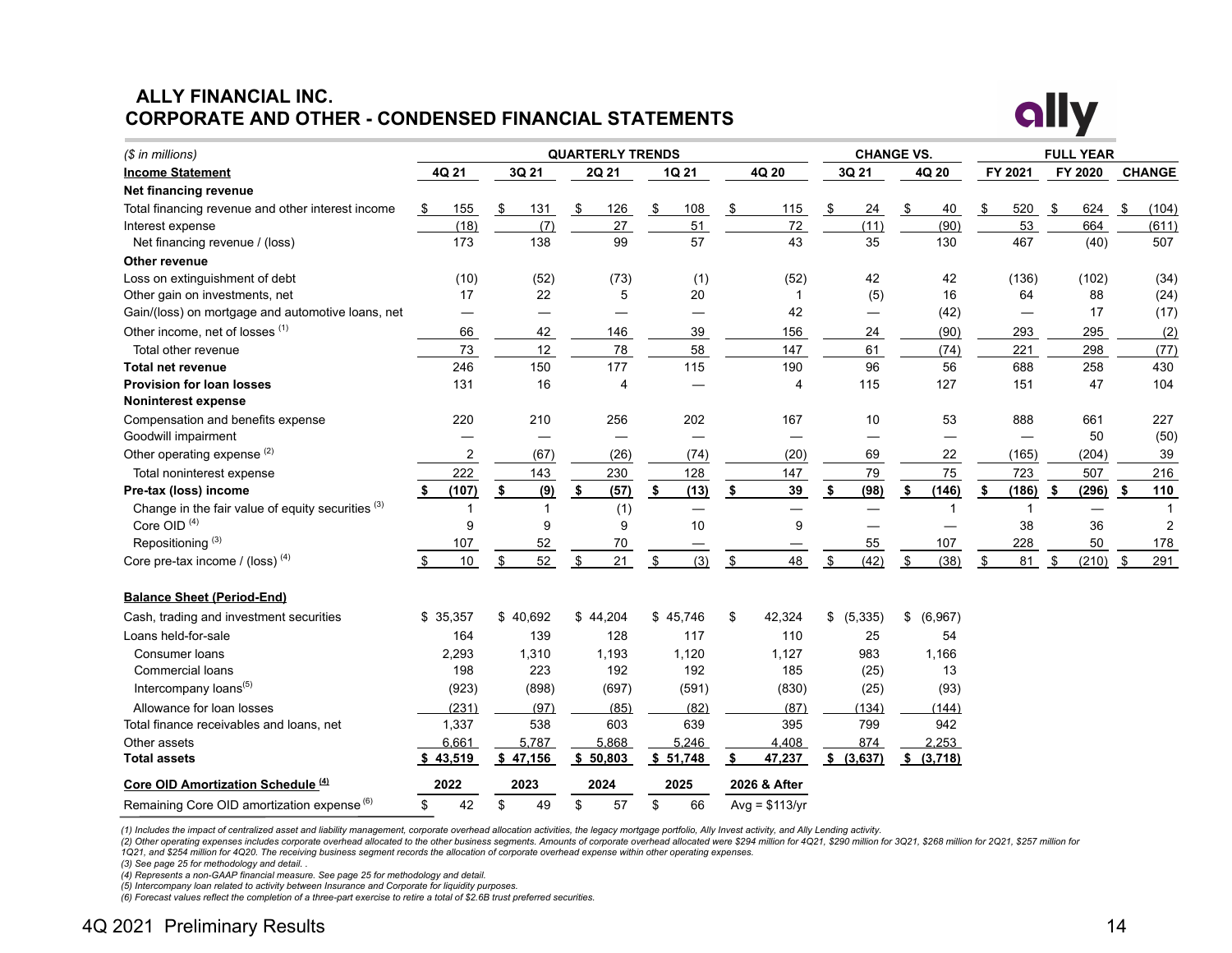# ALLY FINANCIAL INC.
## CORPORATE AND OTHER - CONDENSED FINANCIAL STATEMENTS

| ($ in millions) | QUARTERLY TRENDS | | | | | CHANGE VS. | | FULL YEAR | | |
|---|---|---|---|---|---|---|---|---|---|---|
| **Income Statement** | 4Q 21 | 3Q 21 | 2Q 21 | 1Q 21 | 4Q 20 | 3Q 21 | 4Q 20 | FY 2021 | FY 2020 | CHANGE |
| **Net financing revenue** | | | | | | | | | | |
| Total financing revenue and other interest income | $ 155 | $ 131 | $ 126 | $ 108 | $ 115 | $ 24 | $ 40 | $ 520 | $ 624 | $ (104) |
| Interest expense | (18) | (7) | 27 | 51 | 72 | (11) | (90) | 53 | 664 | (611) |
| Net financing revenue / (loss) | 173 | 138 | 99 | 57 | 43 | 35 | 130 | 467 | (40) | 507 |
| **Other revenue** | | | | | | | | | | |
| Loss on extinguishment of debt | (10) | (52) | (73) | (1) | (52) | 42 | 42 | (136) | (102) | (34) |
| Other gain on investments, net | 17 | 22 | 5 | 20 | 1 | (5) | 16 | 64 | 88 | (24) |
| Gain/(loss) on mortgage and automotive loans, net | — | — | — | — | 42 | — | (42) | — | 17 | (17) |
| Other income, net of losses [(1)] | 66 | 42 | 146 | 39 | 156 | 24 | (90) | 293 | 295 | (2) |
| Total other revenue | 73 | 12 | 78 | 58 | 147 | 61 | (74) | 221 | 298 | (77) |
| **Total net revenue** | 246 | 150 | 177 | 115 | 190 | 96 | 56 | 688 | 258 | 430 |
| **Provision for loan losses** | 131 | 16 | 4 | — | 4 | 115 | 127 | 151 | 47 | 104 |
| **Noninterest expense** | | | | | | | | | | |
| Compensation and benefits expense | 220 | 210 | 256 | 202 | 167 | 10 | 53 | 888 | 661 | 227 |
| Goodwill impairment | — | — | — | — | — | — | — | — | 50 | (50) |
| Other operating expense [(2)] | 2 | (67) | (26) | (74) | (20) | 69 | 22 | (165) | (204) | 39 |
| Total noninterest expense | 222 | 143 | 230 | 128 | 147 | 79 | 75 | 723 | 507 | 216 |
| **Pre-tax (loss) income** | **$ (107)** | **$ (9)** | **$ (57)** | **$ (13)** | **$ 39** | **$ (98)** | **$ (146)** | **$ (186)** | **$ (296)** | **$ 110** |
| Change in the fair value of equity securities [(3)] | 1 | 1 | (1) | — | — | — | 1 | 1 | — | 1 |
| Core OID [(4)] | 9 | 9 | 9 | 10 | 9 | — | — | 38 | 36 | 2 |
| Repositioning [(3)] | 107 | 52 | 70 | — | — | 55 | 107 | 228 | 50 | 178 |
| Core pre-tax income / (loss) [(4)] | $ 10 | $ 52 | $ 21 | $ (3) | $ 48 | $ (42) | $ (38) | $ 81 | $ (210) | $ 291 |

| **Balance Sheet (Period-End)** | 4Q 21 | 3Q 21 | 2Q 21 | 1Q 21 | 4Q 20 | 3Q 21 | 4Q 20 |
|---|---|---|---|---|---|---|---|
| Cash, trading and investment securities | $ 35,357 | $ 40,692 | $ 44,204 | $ 45,746 | $ 42,324 | $ (5,335) | $ (6,967) |
| Loans held-for-sale | 164 | 139 | 128 | 117 | 110 | 25 | 54 |
| Consumer loans | 2,293 | 1,310 | 1,193 | 1,120 | 1,127 | 983 | 1,166 |
| Commercial loans | 198 | 223 | 192 | 192 | 185 | (25) | 13 |
| Intercompany loans[(5)] | (923) | (898) | (697) | (591) | (830) | (25) | (93) |
| Allowance for loan losses | (231) | (97) | (85) | (82) | (87) | (134) | (144) |
| Total finance receivables and loans, net | 1,337 | 538 | 603 | 639 | 395 | 799 | 942 |
| Other assets | 6,661 | 5,787 | 5,868 | 5,246 | 4,408 | 874 | 2,253 |
| **Total assets** | **$ 43,519** | **$ 47,156** | **$ 50,803** | **$ 51,748** | **$ 47,237** | **$ (3,637)** | **$ (3,718)** |

| **Core OID Amortization Schedule [(4)]** | 2022 | 2023 | 2024 | 2025 | 2026 & After |
|---|---|---|---|---|---|
| Remaining Core OID amortization expense [(6)] | $ 42 | $ 49 | $ 57 | $ 66 | Avg = $113/yr |

*(1) Includes the impact of centralized asset and liability management, corporate overhead allocation activities, the legacy mortgage portfolio, Ally Invest activity, and Ally Lending activity.*
*(2) Other operating expenses includes corporate overhead allocated to the other business segments. Amounts of corporate overhead allocated were $294 million for 4Q21, $290 million for 3Q21, $268 million for 2Q21, $257 million for 1Q21, and $254 million for 4Q20. The receiving business segment records the allocation of corporate overhead expense within other operating expenses.*
*(3) See page 25 for methodology and detail. .*
*(4) Represents a non-GAAP financial measure. See page 25 for methodology and detail.*
*(5) Intercompany loan related to activity between Insurance and Corporate for liquidity purposes.*
*(6) Forecast values reflect the completion of a three-part exercise to retire a total of $2.6B trust preferred securities.*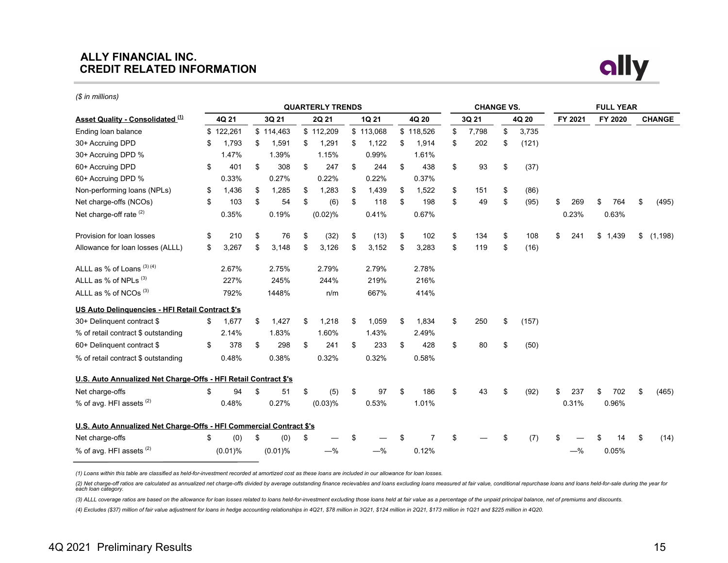# ALLY FINANCIAL INC.
# CREDIT RELATED INFORMATION

*($ in millions)*

| | QUARTERLY TRENDS | | | | | CHANGE VS. | | FULL YEAR | | |
|---|---|---|---|---|---|---|---|---|---|---|
| **Asset Quality - Consolidated [1]** | 4Q 21 | 3Q 21 | 2Q 21 | 1Q 21 | 4Q 20 | 3Q 21 | 4Q 20 | FY 2021 | FY 2020 | CHANGE |
| Ending loan balance | $ 122,261 | $ 114,463 | $ 112,209 | $ 113,068 | $ 118,526 | $ 7,798 | $ 3,735 | | | |
| 30+ Accruing DPD | $ 1,793 | $ 1,591 | $ 1,291 | $ 1,122 | $ 1,914 | $ 202 | $ (121) | | | |
| 30+ Accruing DPD % | 1.47% | 1.39% | 1.15% | 0.99% | 1.61% | | | | | |
| 60+ Accruing DPD | $ 401 | $ 308 | $ 247 | $ 244 | $ 438 | $ 93 | $ (37) | | | |
| 60+ Accruing DPD % | 0.33% | 0.27% | 0.22% | 0.22% | 0.37% | | | | | |
| Non-performing loans (NPLs) | $ 1,436 | $ 1,285 | $ 1,283 | $ 1,439 | $ 1,522 | $ 151 | $ (86) | | | |
| Net charge-offs (NCOs) | $ 103 | $ 54 | $ (6) | $ 118 | $ 198 | $ 49 | $ (95) | $ 269 | $ 764 | $ (495) |
| Net charge-off rate [2] | 0.35% | 0.19% | (0.02)% | 0.41% | 0.67% | | | 0.23% | 0.63% | |
| Provision for loan losses | $ 210 | $ 76 | $ (32) | $ (13) | $ 102 | $ 134 | $ 108 | $ 241 | $ 1,439 | $ (1,198) |
| Allowance for loan losses (ALLL) | $ 3,267 | $ 3,148 | $ 3,126 | $ 3,152 | $ 3,283 | $ 119 | $ (16) | | | |
| ALLL as % of Loans [3] [4] | 2.67% | 2.75% | 2.79% | 2.79% | 2.78% | | | | | |
| ALLL as % of NPLs [3] | 227% | 245% | 244% | 219% | 216% | | | | | |
| ALLL as % of NCOs [3] | 792% | 1448% | n/m | 667% | 414% | | | | | |
| **US Auto Delinquencies - HFI Retail Contract $'s** | | | | | | | | | | |
| 30+ Delinquent contract $ | $ 1,677 | $ 1,427 | $ 1,218 | $ 1,059 | $ 1,834 | $ 250 | $ (157) | | | |
| % of retail contract $ outstanding | 2.14% | 1.83% | 1.60% | 1.43% | 2.49% | | | | | |
| 60+ Delinquent contract $ | $ 378 | $ 298 | $ 241 | $ 233 | $ 428 | $ 80 | $ (50) | | | |
| % of retail contract $ outstanding | 0.48% | 0.38% | 0.32% | 0.32% | 0.58% | | | | | |
| **U.S. Auto Annualized Net Charge-Offs - HFI Retail Contract $'s** | | | | | | | | | | |
| Net charge-offs | $ 94 | $ 51 | $ (5) | $ 97 | $ 186 | $ 43 | $ (92) | $ 237 | $ 702 | $ (465) |
| % of avg. HFI assets [2] | 0.48% | 0.27% | (0.03)% | 0.53% | 1.01% | | | 0.31% | 0.96% | |
| **U.S. Auto Annualized Net Charge-Offs - HFI Commercial Contract $'s** | | | | | | | | | | |
| Net charge-offs | $ (0) | $ (0) | $ — | $ — | $ 7 | $ — | $ (7) | $ — | $ 14 | $ (14) |
| % of avg. HFI assets [2] | (0.01)% | (0.01)% | —% | —% | 0.12% | | | —% | 0.05% | |

*(1) Loans within this table are classified as held-for-investment recorded at amortized cost as these loans are included in our allowance for loan losses.*

*(2) Net charge-off ratios are calculated as annualized net charge-offs divided by average outstanding finance recievables and loans excluding loans measured at fair value, conditional repurchase loans and loans held-for-sale during the year for each loan category.*

*(3) ALLL coverage ratios are based on the allowance for loan losses related to loans held-for-investment excluding those loans held at fair value as a percentage of the unpaid principal balance, net of premiums and discounts.*

*(4) Excludes ($37) million of fair value adjustment for loans in hedge accounting relationships in 4Q21, $78 million in 3Q21, $124 million in 2Q21, $173 million in 1Q21 and $225 million in 4Q20.*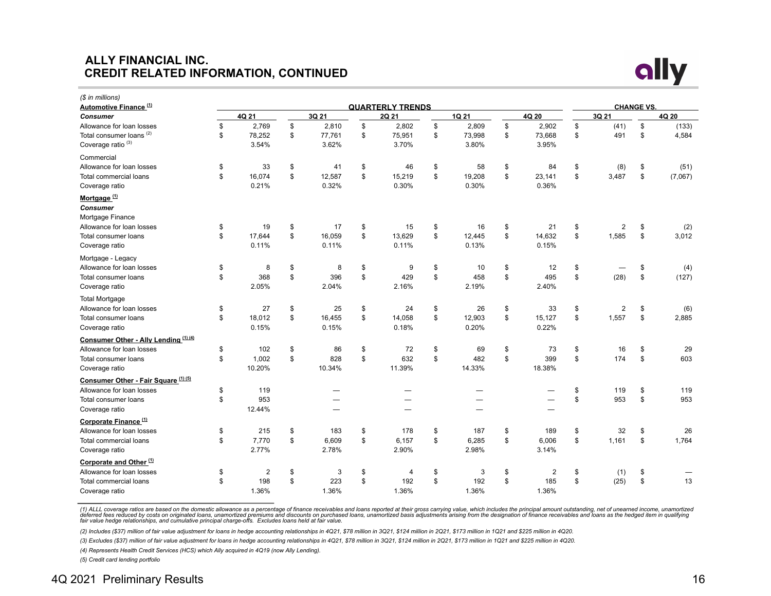## ALLY FINANCIAL INC.
## CREDIT RELATED INFORMATION, CONTINUED

*($ in millions)*

| | QUARTERLY TRENDS | | | | | CHANGE VS. | |
|---|---|---|---|---|---|---|---|
| **Automotive Finance** [(1)] | **4Q 21** | **3Q 21** | **2Q 21** | **1Q 21** | **4Q 20** | **3Q 21** | **4Q 20** |
| ***Consumer*** | | | | | | | |
| Allowance for loan losses | $ 2,769 | $ 2,810 | $ 2,802 | $ 2,809 | $ 2,902 | $ (41) | $ (133) |
| Total consumer loans [(2)] | $ 78,252 | $ 77,761 | $ 75,951 | $ 73,998 | $ 73,668 | $ 491 | $ 4,584 |
| Coverage ratio [(3)] | 3.54% | 3.62% | 3.70% | 3.80% | 3.95% | | |
| Commercial | | | | | | | |
| Allowance for loan losses | $ 33 | $ 41 | $ 46 | $ 58 | $ 84 | $ (8) | $ (51) |
| Total commercial loans | $ 16,074 | $ 12,587 | $ 15,219 | $ 19,208 | $ 23,141 | $ 3,487 | $ (7,067) |
| Coverage ratio | 0.21% | 0.32% | 0.30% | 0.30% | 0.36% | | |
| **Mortgage** [(1)] | | | | | | | |
| ***Consumer*** | | | | | | | |
| Mortgage Finance | | | | | | | |
| Allowance for loan losses | $ 19 | $ 17 | $ 15 | $ 16 | $ 21 | $ 2 | $ (2) |
| Total consumer loans | $ 17,644 | $ 16,059 | $ 13,629 | $ 12,445 | $ 14,632 | $ 1,585 | $ 3,012 |
| Coverage ratio | 0.11% | 0.11% | 0.11% | 0.13% | 0.15% | | |
| Mortgage - Legacy | | | | | | | |
| Allowance for loan losses | $ 8 | $ 8 | $ 9 | $ 10 | $ 12 | $ — | $ (4) |
| Total consumer loans | $ 368 | $ 396 | $ 429 | $ 458 | $ 495 | $ (28) | $ (127) |
| Coverage ratio | 2.05% | 2.04% | 2.16% | 2.19% | 2.40% | | |
| Total Mortgage | | | | | | | |
| Allowance for loan losses | $ 27 | $ 25 | $ 24 | $ 26 | $ 33 | $ 2 | $ (6) |
| Total consumer loans | $ 18,012 | $ 16,455 | $ 14,058 | $ 12,903 | $ 15,127 | $ 1,557 | $ 2,885 |
| Coverage ratio | 0.15% | 0.15% | 0.18% | 0.20% | 0.22% | | |
| **Consumer Other - Ally Lending** [(1) (4)] | | | | | | | |
| Allowance for loan losses | $ 102 | $ 86 | $ 72 | $ 69 | $ 73 | $ 16 | $ 29 |
| Total consumer loans | $ 1,002 | $ 828 | $ 632 | $ 482 | $ 399 | $ 174 | $ 603 |
| Coverage ratio | 10.20% | 10.34% | 11.39% | 14.33% | 18.38% | | |
| **Consumer Other - Fair Square** [(1) (5)] | | | | | | | |
| Allowance for loan losses | $ 119 | — | — | — | — | $ 119 | $ 119 |
| Total consumer loans | $ 953 | — | — | — | — | $ 953 | $ 953 |
| Coverage ratio | 12.44% | — | — | — | — | | |
| **Corporate Finance** [(1)] | | | | | | | |
| Allowance for loan losses | $ 215 | $ 183 | $ 178 | $ 187 | $ 189 | $ 32 | $ 26 |
| Total commercial loans | $ 7,770 | $ 6,609 | $ 6,157 | $ 6,285 | $ 6,006 | $ 1,161 | $ 1,764 |
| Coverage ratio | 2.77% | 2.78% | 2.90% | 2.98% | 3.14% | | |
| **Corporate and Other** [(1)] | | | | | | | |
| Allowance for loan losses | $ 2 | $ 3 | $ 4 | $ 3 | $ 2 | $ (1) | $ — |
| Total commercial loans | $ 198 | $ 223 | $ 192 | $ 192 | $ 185 | $ (25) | $ 13 |
| Coverage ratio | 1.36% | 1.36% | 1.36% | 1.36% | 1.36% | | |

*(1) ALLL coverage ratios are based on the domestic allowance as a percentage of finance receivables and loans reported at their gross carrying value, which includes the principal amount outstanding, net of unearned income, unamortized deferred fees reduced by costs on originated loans, unamortized premiums and discounts on purchased loans, unamortized basis adjustments arising from the designation of finance receivables and loans as the hedged item in qualifying fair value hedge relationships, and cumulative principal charge-offs. Excludes loans held at fair value.*

*(2) Includes ($37) million of fair value adjustment for loans in hedge accounting relationships in 4Q21, $78 million in 3Q21, $124 million in 2Q21, $173 million in 1Q21 and $225 million in 4Q20.*

*(3) Excludes ($37) million of fair value adjustment for loans in hedge accounting relationships in 4Q21, $78 million in 3Q21, $124 million in 2Q21, $173 million in 1Q21 and $225 million in 4Q20.*

*(4) Represents Health Credit Services (HCS) which Ally acquired in 4Q19 (now Ally Lending).*

*(5) Credit card lending portfolio*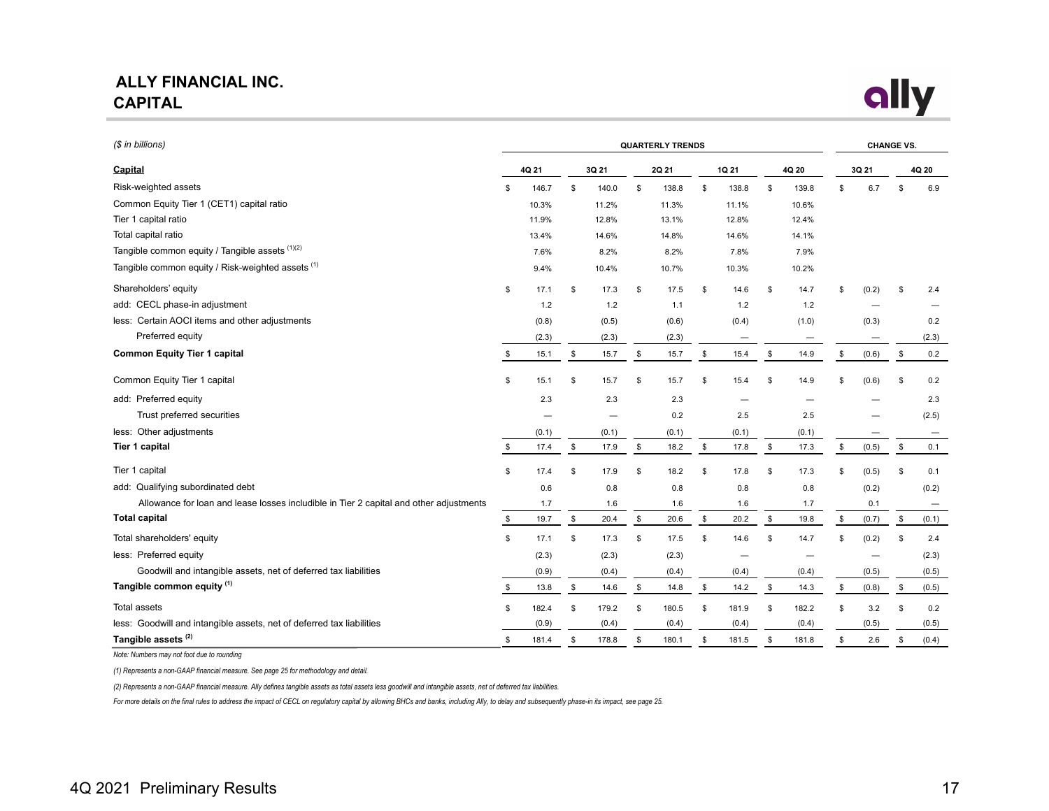# ALLY FINANCIAL INC.
## CAPITAL

*($ in billions)*

| | QUARTERLY TRENDS | | | | | CHANGE VS. | |
|---|---|---|---|---|---|---|---|
| **Capital** | 4Q 21 | 3Q 21 | 2Q 21 | 1Q 21 | 4Q 20 | 3Q 21 | 4Q 20 |
| Risk-weighted assets | $ 146.7 | $ 140.0 | $ 138.8 | $ 138.8 | $ 139.8 | $ 6.7 | $ 6.9 |
| Common Equity Tier 1 (CET1) capital ratio | 10.3% | 11.2% | 11.3% | 11.1% | 10.6% | | |
| Tier 1 capital ratio | 11.9% | 12.8% | 13.1% | 12.8% | 12.4% | | |
| Total capital ratio | 13.4% | 14.6% | 14.8% | 14.6% | 14.1% | | |
| Tangible common equity / Tangible assets [(1)(2)] | 7.6% | 8.2% | 8.2% | 7.8% | 7.9% | | |
| Tangible common equity / Risk-weighted assets [(1)] | 9.4% | 10.4% | 10.7% | 10.3% | 10.2% | | |
| Shareholders' equity | $ 17.1 | $ 17.3 | $ 17.5 | $ 14.6 | $ 14.7 | $ (0.2) | $ 2.4 |
| add: CECL phase-in adjustment | 1.2 | 1.2 | 1.1 | 1.2 | 1.2 | — | — |
| less: Certain AOCI items and other adjustments | (0.8) | (0.5) | (0.6) | (0.4) | (1.0) | (0.3) | 0.2 |
| Preferred equity | (2.3) | (2.3) | (2.3) | — | — | — | (2.3) |
| **Common Equity Tier 1 capital** | $ 15.1 | $ 15.7 | $ 15.7 | $ 15.4 | $ 14.9 | $ (0.6) | $ 0.2 |
| Common Equity Tier 1 capital | $ 15.1 | $ 15.7 | $ 15.7 | $ 15.4 | $ 14.9 | $ (0.6) | $ 0.2 |
| add: Preferred equity | 2.3 | 2.3 | 2.3 | — | — | — | 2.3 |
| Trust preferred securities | — | — | 0.2 | 2.5 | 2.5 | — | (2.5) |
| less: Other adjustments | (0.1) | (0.1) | (0.1) | (0.1) | (0.1) | — | — |
| **Tier 1 capital** | $ 17.4 | $ 17.9 | $ 18.2 | $ 17.8 | $ 17.3 | $ (0.5) | $ 0.1 |
| Tier 1 capital | $ 17.4 | $ 17.9 | $ 18.2 | $ 17.8 | $ 17.3 | $ (0.5) | $ 0.1 |
| add: Qualifying subordinated debt | 0.6 | 0.8 | 0.8 | 0.8 | 0.8 | (0.2) | (0.2) |
| Allowance for loan and lease losses includible in Tier 2 capital and other adjustments | 1.7 | 1.6 | 1.6 | 1.6 | 1.7 | 0.1 | — |
| **Total capital** | $ 19.7 | $ 20.4 | $ 20.6 | $ 20.2 | $ 19.8 | $ (0.7) | $ (0.1) |
| Total shareholders' equity | $ 17.1 | $ 17.3 | $ 17.5 | $ 14.6 | $ 14.7 | $ (0.2) | $ 2.4 |
| less: Preferred equity | (2.3) | (2.3) | (2.3) | — | — | — | (2.3) |
| Goodwill and intangible assets, net of deferred tax liabilities | (0.9) | (0.4) | (0.4) | (0.4) | (0.4) | (0.5) | (0.5) |
| **Tangible common equity [(1)]** | $ 13.8 | $ 14.6 | $ 14.8 | $ 14.2 | $ 14.3 | $ (0.8) | $ (0.5) |
| Total assets | $ 182.4 | $ 179.2 | $ 180.5 | $ 181.9 | $ 182.2 | $ 3.2 | $ 0.2 |
| less: Goodwill and intangible assets, net of deferred tax liabilities | (0.9) | (0.4) | (0.4) | (0.4) | (0.4) | (0.5) | (0.5) |
| **Tangible assets [(2)]** | $ 181.4 | $ 178.8 | $ 180.1 | $ 181.5 | $ 181.8 | $ 2.6 | $ (0.4) |

*Note: Numbers may not foot due to rounding*

*(1) Represents a non-GAAP financial measure. See page 25 for methodology and detail.*

*(2) Represents a non-GAAP financial measure. Ally defines tangible assets as total assets less goodwill and intangible assets, net of deferred tax liabilities.*

*For more details on the final rules to address the impact of CECL on regulatory capital by allowing BHCs and banks, including Ally, to delay and subsequently phase-in its impact, see page 25.*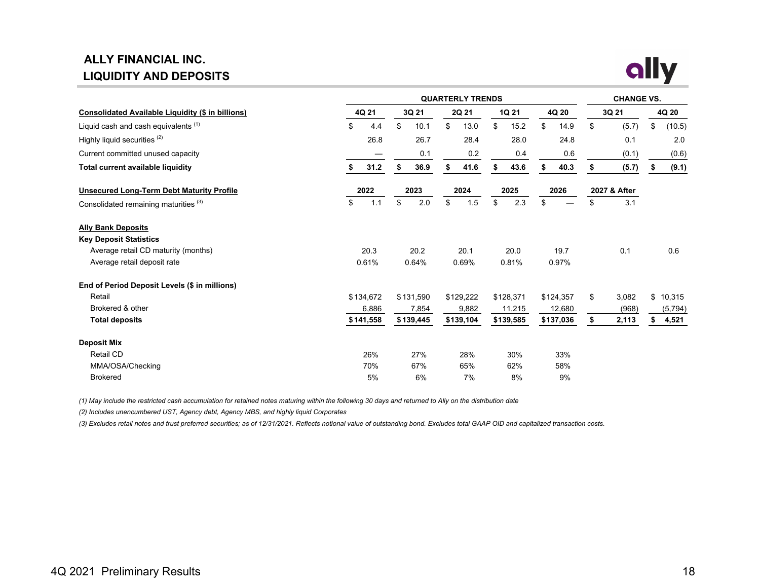# ALLY FINANCIAL INC.
## LIQUIDITY AND DEPOSITS

| | QUARTERLY TRENDS | | | | | CHANGE VS. | |
|---|---|---|---|---|---|---|---|
| **Consolidated Available Liquidity ($ in billions)** | **4Q 21** | **3Q 21** | **2Q 21** | **1Q 21** | **4Q 20** | **3Q 21** | **4Q 20** |
| Liquid cash and cash equivalents (1) | $ 4.4 | $ 10.1 | $ 13.0 | $ 15.2 | $ 14.9 | $ (5.7) | $ (10.5) |
| Highly liquid securities (2) | 26.8 | 26.7 | 28.4 | 28.0 | 24.8 | 0.1 | 2.0 |
| Current committed unused capacity | — | 0.1 | 0.2 | 0.4 | 0.6 | (0.1) | (0.6) |
| **Total current available liquidity** | **$ 31.2** | **$ 36.9** | **$ 41.6** | **$ 43.6** | **$ 40.3** | **$ (5.7)** | **$ (9.1)** |

| **Unsecured Long-Term Debt Maturity Profile** | **2022** | **2023** | **2024** | **2025** | **2026** | **2027 & After** |
|---|---|---|---|---|---|---|
| Consolidated remaining maturities (3) | $ 1.1 | $ 2.0 | $ 1.5 | $ 2.3 | $ — | $ 3.1 |

| **Ally Bank Deposits** | **4Q 21** | **3Q 21** | **2Q 21** | **1Q 21** | **4Q 20** | **3Q 21** | **4Q 20** |
|---|---|---|---|---|---|---|---|
| **Key Deposit Statistics** | | | | | | | |
| Average retail CD maturity (months) | 20.3 | 20.2 | 20.1 | 20.0 | 19.7 | 0.1 | 0.6 |
| Average retail deposit rate | 0.61% | 0.64% | 0.69% | 0.81% | 0.97% | | |
| **End of Period Deposit Levels ($ in millions)** | | | | | | | |
| Retail | $ 134,672 | $ 131,590 | $ 129,222 | $ 128,371 | $ 124,357 | $ 3,082 | $ 10,315 |
| Brokered & other | 6,886 | 7,854 | 9,882 | 11,215 | 12,680 | (968) | (5,794) |
| **Total deposits** | **$ 141,558** | **$ 139,445** | **$ 139,104** | **$ 139,585** | **$ 137,036** | **$ 2,113** | **$ 4,521** |
| **Deposit Mix** | | | | | | | |
| Retail CD | 26% | 27% | 28% | 30% | 33% | | |
| MMA/OSA/Checking | 70% | 67% | 65% | 62% | 58% | | |
| Brokered | 5% | 6% | 7% | 8% | 9% | | |

*(1) May include the restricted cash accumulation for retained notes maturing within the following 30 days and returned to Ally on the distribution date*

*(2) Includes unencumbered UST, Agency debt, Agency MBS, and highly liquid Corporates*

*(3) Excludes retail notes and trust preferred securities; as of 12/31/2021. Reflects notional value of outstanding bond. Excludes total GAAP OID and capitalized transaction costs.*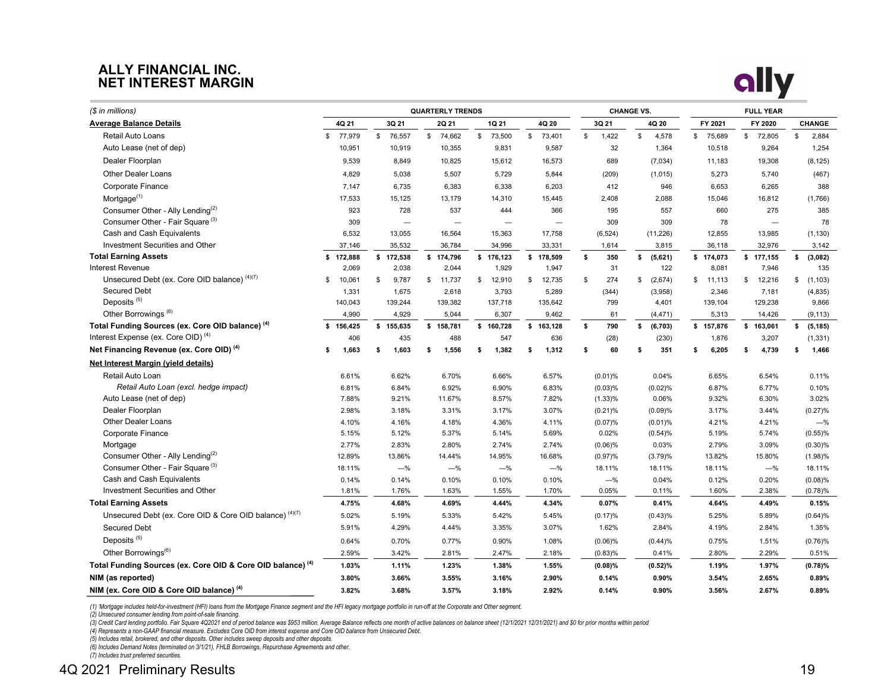# ALLY FINANCIAL INC.
# NET INTEREST MARGIN

| ($ in millions) | QUARTERLY TRENDS | | | | | CHANGE VS. | | FULL YEAR | | |
|---|---|---|---|---|---|---|---|---|---|---|
| **Average Balance Details** | **4Q 21** | **3Q 21** | **2Q 21** | **1Q 21** | **4Q 20** | **3Q 21** | **4Q 20** | **FY 2021** | **FY 2020** | **CHANGE** |
| Retail Auto Loans | $ 77,979 | $ 76,557 | $ 74,662 | $ 73,500 | $ 73,401 | $ 1,422 | $ 4,578 | $ 75,689 | $ 72,805 | $ 2,884 |
| Auto Lease (net of dep) | 10,951 | 10,919 | 10,355 | 9,831 | 9,587 | 32 | 1,364 | 10,518 | 9,264 | 1,254 |
| Dealer Floorplan | 9,539 | 8,849 | 10,825 | 15,612 | 16,573 | 689 | (7,034) | 11,183 | 19,308 | (8,125) |
| Other Dealer Loans | 4,829 | 5,038 | 5,507 | 5,729 | 5,844 | (209) | (1,015) | 5,273 | 5,740 | (467) |
| Corporate Finance | 7,147 | 6,735 | 6,383 | 6,338 | 6,203 | 412 | 946 | 6,653 | 6,265 | 388 |
| Mortgage[(1)] | 17,533 | 15,125 | 13,179 | 14,310 | 15,445 | 2,408 | 2,088 | 15,046 | 16,812 | (1,766) |
| Consumer Other - Ally Lending[(2)] | 923 | 728 | 537 | 444 | 366 | 195 | 557 | 660 | 275 | 385 |
| Consumer Other - Fair Square[(3)] | 309 | — | — | — | — | 309 | 309 | 78 | — | 78 |
| Cash and Cash Equivalents | 6,532 | 13,055 | 16,564 | 15,363 | 17,758 | (6,524) | (11,226) | 12,855 | 13,985 | (1,130) |
| Investment Securities and Other | 37,146 | 35,532 | 36,784 | 34,996 | 33,331 | 1,614 | 3,815 | 36,118 | 32,976 | 3,142 |
| **Total Earning Assets** | **$ 172,888** | **$ 172,538** | **$ 174,796** | **$ 176,123** | **$ 178,509** | **$ 350** | **$ (5,621)** | **$ 174,073** | **$ 177,155** | **$ (3,082)** |
| Interest Revenue | 2,069 | 2,038 | 2,044 | 1,929 | 1,947 | 31 | 122 | 8,081 | 7,946 | 135 |
| Unsecured Debt (ex. Core OID balance)[(4)(7)] | $ 10,061 | $ 9,787 | $ 11,737 | $ 12,910 | $ 12,735 | $ 274 | $ (2,674) | $ 11,113 | $ 12,216 | $ (1,103) |
| Secured Debt | 1,331 | 1,675 | 2,618 | 3,793 | 5,289 | (344) | (3,958) | 2,346 | 7,181 | (4,835) |
| Deposits[(5)] | 140,043 | 139,244 | 139,382 | 137,718 | 135,642 | 799 | 4,401 | 139,104 | 129,238 | 9,866 |
| Other Borrowings[(6)] | 4,990 | 4,929 | 5,044 | 6,307 | 9,462 | 61 | (4,471) | 5,313 | 14,426 | (9,113) |
| **Total Funding Sources (ex. Core OID balance)[(4)]** | **$ 156,425** | **$ 155,635** | **$ 158,781** | **$ 160,728** | **$ 163,128** | **$ 790** | **$ (6,703)** | **$ 157,876** | **$ 163,061** | **$ (5,185)** |
| Interest Expense (ex. Core OID)[(4)] | 406 | 435 | 488 | 547 | 636 | (28) | (230) | 1,876 | 3,207 | (1,331) |
| **Net Financing Revenue (ex. Core OID)[(4)]** | **$ 1,663** | **$ 1,603** | **$ 1,556** | **$ 1,382** | **$ 1,312** | **$ 60** | **$ 351** | **$ 6,205** | **$ 4,739** | **$ 1,466** |
| **Net Interest Margin (yield details)** | | | | | | | | | | |
| Retail Auto Loan | 6.61% | 6.62% | 6.70% | 6.66% | 6.57% | (0.01)% | 0.04% | 6.65% | 6.54% | 0.11% |
| *Retail Auto Loan (excl. hedge impact)* | 6.81% | 6.84% | 6.92% | 6.90% | 6.83% | (0.03)% | (0.02)% | 6.87% | 6.77% | 0.10% |
| Auto Lease (net of dep) | 7.88% | 9.21% | 11.67% | 8.57% | 7.82% | (1.33)% | 0.06% | 9.32% | 6.30% | 3.02% |
| Dealer Floorplan | 2.98% | 3.18% | 3.31% | 3.17% | 3.07% | (0.21)% | (0.09)% | 3.17% | 3.44% | (0.27)% |
| Other Dealer Loans | 4.10% | 4.16% | 4.18% | 4.36% | 4.11% | (0.07)% | (0.01)% | 4.21% | 4.21% | —% |
| Corporate Finance | 5.15% | 5.12% | 5.37% | 5.14% | 5.69% | 0.02% | (0.54)% | 5.19% | 5.74% | (0.55)% |
| Mortgage | 2.77% | 2.83% | 2.80% | 2.74% | 2.74% | (0.06)% | 0.03% | 2.79% | 3.09% | (0.30)% |
| Consumer Other - Ally Lending[(2)] | 12.89% | 13.86% | 14.44% | 14.95% | 16.68% | (0.97)% | (3.79)% | 13.82% | 15.80% | (1.98)% |
| Consumer Other - Fair Square[(3)] | 18.11% | —% | —% | —% | —% | 18.11% | 18.11% | 18.11% | —% | 18.11% |
| Cash and Cash Equivalents | 0.14% | 0.14% | 0.10% | 0.10% | 0.10% | —% | 0.04% | 0.12% | 0.20% | (0.08)% |
| Investment Securities and Other | 1.81% | 1.76% | 1.63% | 1.55% | 1.70% | 0.05% | 0.11% | 1.60% | 2.38% | (0.78)% |
| **Total Earning Assets** | **4.75%** | **4.68%** | **4.69%** | **4.44%** | **4.34%** | **0.07%** | **0.41%** | **4.64%** | **4.49%** | **0.15%** |
| Unsecured Debt (ex. Core OID & Core OID balance)[(4)(7)] | 5.02% | 5.19% | 5.33% | 5.42% | 5.45% | (0.17)% | (0.43)% | 5.25% | 5.89% | (0.64)% |
| Secured Debt | 5.91% | 4.29% | 4.44% | 3.35% | 3.07% | 1.62% | 2.84% | 4.19% | 2.84% | 1.35% |
| Deposits[(5)] | 0.64% | 0.70% | 0.77% | 0.90% | 1.08% | (0.06)% | (0.44)% | 0.75% | 1.51% | (0.76)% |
| Other Borrowings[(6)] | 2.59% | 3.42% | 2.81% | 2.47% | 2.18% | (0.83)% | 0.41% | 2.80% | 2.29% | 0.51% |
| **Total Funding Sources (ex. Core OID & Core OID balance)[(4)]** | **1.03%** | **1.11%** | **1.23%** | **1.38%** | **1.55%** | **(0.08)%** | **(0.52)%** | **1.19%** | **1.97%** | **(0.78)%** |
| **NIM (as reported)** | **3.80%** | **3.66%** | **3.55%** | **3.16%** | **2.90%** | **0.14%** | **0.90%** | **3.54%** | **2.65%** | **0.89%** |
| **NIM (ex. Core OID & Core OID balance)[(4)]** | **3.82%** | **3.68%** | **3.57%** | **3.18%** | **2.92%** | **0.14%** | **0.90%** | **3.56%** | **2.67%** | **0.89%** |

*(1) 'Mortgage includes held-for-investment (HFI) loans from the Mortgage Finance segment and the HFI legacy mortgage portfolio in run-off at the Corporate and Other segment.*
*(2) Unsecured consumer lending from point-of-sale financing.*
*(3) Credit Card lending portfolio. Fair Square 4Q2021 end of period balance was $953 million. Average Balance reflects one month of active balances on balance sheet (12/1/2021 12/31/2021) and $0 for prior months within period*
*(4) Represents a non-GAAP financial measure. Excludes Core OID from interest expense and Core OID balance from Unsecured Debt.*
*(5) Includes retail, brokered, and other deposits. Other includes sweep deposits and other deposits.*
*(6) Includes Demand Notes (terminated on 3/1/21), FHLB Borrowings, Repurchase Agreements and other.*
*(7) Includes trust preferred securities.*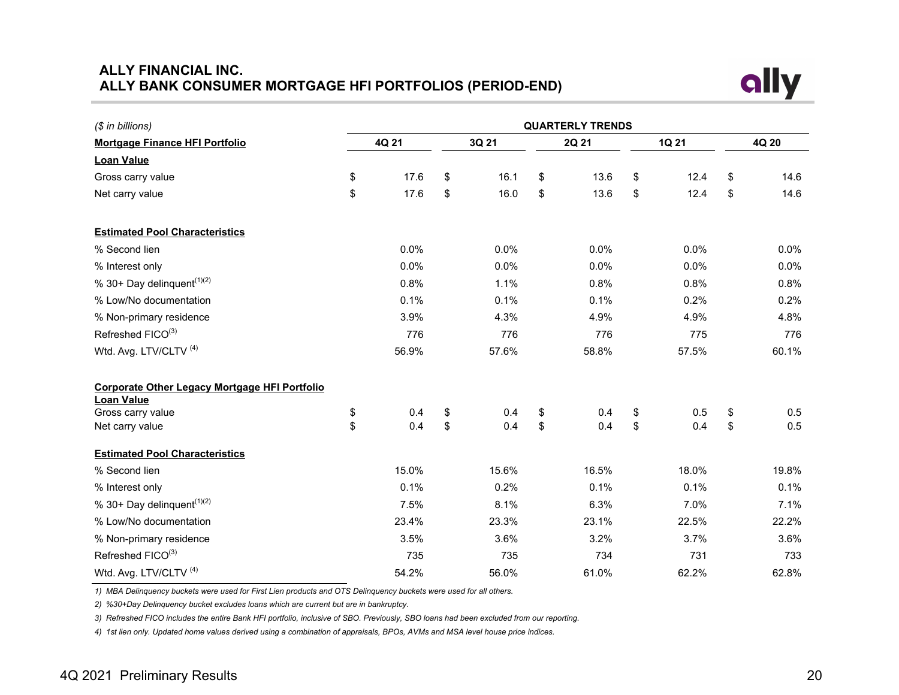# ALLY FINANCIAL INC.
## ALLY BANK CONSUMER MORTGAGE HFI PORTFOLIOS (PERIOD-END)

| ($ in billions) | QUARTERLY TRENDS | | | | |
|---|---|---|---|---|---|
| **Mortgage Finance HFI Portfolio** | **4Q 21** | **3Q 21** | **2Q 21** | **1Q 21** | **4Q 20** |
| **Loan Value** | | | | | |
| Gross carry value | $ 17.6 | $ 16.1 | $ 13.6 | $ 12.4 | $ 14.6 |
| Net carry value | $ 17.6 | $ 16.0 | $ 13.6 | $ 12.4 | $ 14.6 |
| **Estimated Pool Characteristics** | | | | | |
| % Second lien | 0.0% | 0.0% | 0.0% | 0.0% | 0.0% |
| % Interest only | 0.0% | 0.0% | 0.0% | 0.0% | 0.0% |
| % 30+ Day delinquent[(1)(2)] | 0.8% | 1.1% | 0.8% | 0.8% | 0.8% |
| % Low/No documentation | 0.1% | 0.1% | 0.1% | 0.2% | 0.2% |
| % Non-primary residence | 3.9% | 4.3% | 4.9% | 4.9% | 4.8% |
| Refreshed FICO[(3)] | 776 | 776 | 776 | 775 | 776 |
| Wtd. Avg. LTV/CLTV [(4)] | 56.9% | 57.6% | 58.8% | 57.5% | 60.1% |
| **Corporate Other Legacy Mortgage HFI Portfolio** | | | | | |
| **Loan Value** | | | | | |
| Gross carry value | $ 0.4 | $ 0.4 | $ 0.4 | $ 0.5 | $ 0.5 |
| Net carry value | $ 0.4 | $ 0.4 | $ 0.4 | $ 0.4 | $ 0.5 |
| **Estimated Pool Characteristics** | | | | | |
| % Second lien | 15.0% | 15.6% | 16.5% | 18.0% | 19.8% |
| % Interest only | 0.1% | 0.2% | 0.1% | 0.1% | 0.1% |
| % 30+ Day delinquent[(1)(2)] | 7.5% | 8.1% | 6.3% | 7.0% | 7.1% |
| % Low/No documentation | 23.4% | 23.3% | 23.1% | 22.5% | 22.2% |
| % Non-primary residence | 3.5% | 3.6% | 3.2% | 3.7% | 3.6% |
| Refreshed FICO[(3)] | 735 | 735 | 734 | 731 | 733 |
| Wtd. Avg. LTV/CLTV [(4)] | 54.2% | 56.0% | 61.0% | 62.2% | 62.8% |

*1) MBA Delinquency buckets were used for First Lien products and OTS Delinquency buckets were used for all others.*

*2) %30+Day Delinquency bucket excludes loans which are current but are in bankruptcy.*

*3) Refreshed FICO includes the entire Bank HFI portfolio, inclusive of SBO. Previously, SBO loans had been excluded from our reporting.*

*4) 1st lien only. Updated home values derived using a combination of appraisals, BPOs, AVMs and MSA level house price indices.*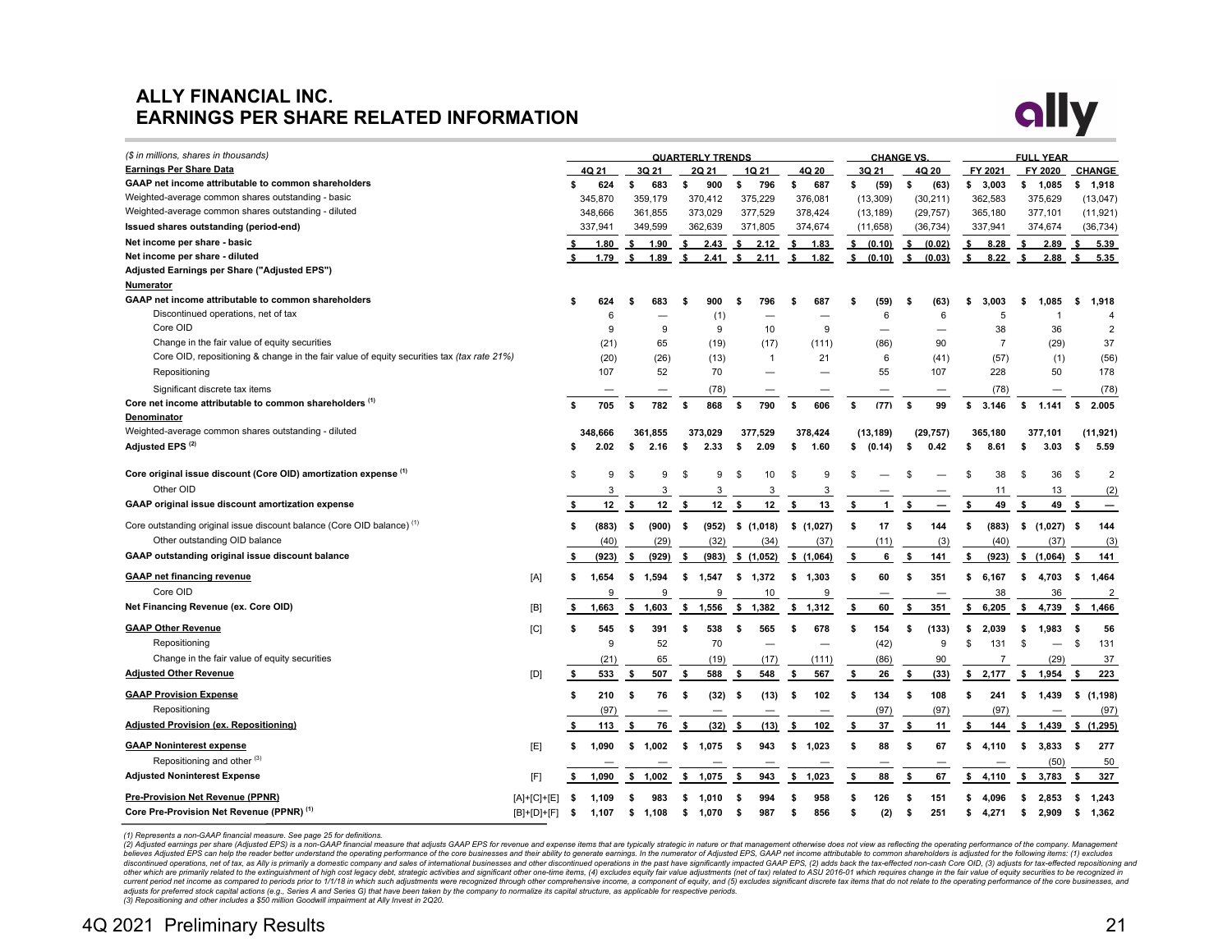# ALLY FINANCIAL INC.
# EARNINGS PER SHARE RELATED INFORMATION

*($ in millions, shares in thousands)*

| | | QUARTERLY TRENDS | | | | | CHANGE VS. | | FULL YEAR | | |
|---|---|---|---|---|---|---|---|---|---|---|---|
| **Earnings Per Share Data** | | 4Q 21 | 3Q 21 | 2Q 21 | 1Q 21 | 4Q 20 | 3Q 21 | 4Q 20 | FY 2021 | FY 2020 | CHANGE |
| **GAAP net income attributable to common shareholders** | | $ 624 | $ 683 | $ 900 | $ 796 | $ 687 | $ (59) | $ (63) | $ 3,003 | $ 1,085 | $ 1,918 |
| Weighted-average common shares outstanding - basic | | 345,870 | 359,179 | 370,412 | 375,229 | 376,081 | (13,309) | (30,211) | 362,583 | 375,629 | (13,047) |
| Weighted-average common shares outstanding - diluted | | 348,666 | 361,855 | 373,029 | 377,529 | 378,424 | (13,189) | (29,757) | 365,180 | 377,101 | (11,921) |
| **Issued shares outstanding (period-end)** | | 337,941 | 349,599 | 362,639 | 371,805 | 374,674 | (11,658) | (36,734) | 337,941 | 374,674 | (36,734) |
| **Net income per share - basic** | | $ 1.80 | $ 1.90 | $ 2.43 | $ 2.12 | $ 1.83 | $ (0.10) | $ (0.02) | $ 8.28 | $ 2.89 | $ 5.39 |
| **Net income per share - diluted** | | $ 1.79 | $ 1.89 | $ 2.41 | $ 2.11 | $ 1.82 | $ (0.10) | $ (0.03) | $ 8.22 | $ 2.88 | $ 5.35 |
| **Adjusted Earnings per Share ("Adjusted EPS")** | | | | | | | | | | | |
| **Numerator** | | | | | | | | | | | |
| **GAAP net income attributable to common shareholders** | | $ 624 | $ 683 | $ 900 | $ 796 | $ 687 | $ (59) | $ (63) | $ 3,003 | $ 1,085 | $ 1,918 |
| Discontinued operations, net of tax | | 6 | — | (1) | — | — | 6 | 6 | 5 | 1 | 4 |
| Core OID | | 9 | 9 | 9 | 10 | 9 | — | — | 38 | 36 | 2 |
| Change in the fair value of equity securities | | (21) | 65 | (19) | (17) | (111) | (86) | 90 | 7 | (29) | 37 |
| Core OID, repositioning & change in the fair value of equity securities tax *(tax rate 21%)* | | (20) | (26) | (13) | 1 | 21 | 6 | (41) | (57) | (1) | (56) |
| Repositioning | | 107 | 52 | 70 | — | — | 55 | 107 | 228 | 50 | 178 |
| Significant discrete tax items | | — | — | (78) | — | — | — | — | (78) | — | (78) |
| **Core net income attributable to common shareholders [(1)]** | | $ 705 | $ 782 | $ 868 | $ 790 | $ 606 | $ (77) | $ 99 | $ 3,146 | $ 1,141 | $ 2,005 |
| **Denominator** | | | | | | | | | | | |
| Weighted-average common shares outstanding - diluted | | 348,666 | 361,855 | 373,029 | 377,529 | 378,424 | (13,189) | (29,757) | 365,180 | 377,101 | (11,921) |
| **Adjusted EPS [(2)]** | | $ 2.02 | $ 2.16 | $ 2.33 | $ 2.09 | $ 1.60 | $ (0.14) | $ 0.42 | $ 8.61 | $ 3.03 | $ 5.59 |
| **Core original issue discount (Core OID) amortization expense [(1)]** | | $ 9 | $ 9 | $ 9 | $ 10 | $ 9 | $ — | $ — | $ 38 | $ 36 | $ 2 |
| Other OID | | 3 | 3 | 3 | 3 | 3 | — | — | 11 | 13 | (2) |
| **GAAP original issue discount amortization expense** | | $ 12 | $ 12 | $ 12 | $ 12 | $ 13 | $ 1 | $ — | $ 49 | $ 49 | $ — |
| Core outstanding original issue discount balance (Core OID balance) [(1)] | | $ (883) | $ (900) | $ (952) | $ (1,018) | $ (1,027) | $ 17 | $ 144 | $ (883) | $ (1,027) | $ 144 |
| Other outstanding OID balance | | (40) | (29) | (32) | (34) | (37) | (11) | (3) | (40) | (37) | (3) |
| **GAAP outstanding original issue discount balance** | | $ (923) | $ (929) | $ (983) | $ (1,052) | $ (1,064) | $ 6 | $ 141 | $ (923) | $ (1,064) | $ 141 |
| **GAAP net financing revenue** | [A] | $ 1,654 | $ 1,594 | $ 1,547 | $ 1,372 | $ 1,303 | $ 60 | $ 351 | $ 6,167 | $ 4,703 | $ 1,464 |
| Core OID | | 9 | 9 | 9 | 10 | 9 | — | — | 38 | 36 | 2 |
| **Net Financing Revenue (ex. Core OID)** | [B] | $ 1,663 | $ 1,603 | $ 1,556 | $ 1,382 | $ 1,312 | $ 60 | $ 351 | $ 6,205 | $ 4,739 | $ 1,466 |
| **GAAP Other Revenue** | [C] | $ 545 | $ 391 | $ 538 | $ 565 | $ 678 | $ 154 | $ (133) | $ 2,039 | $ 1,983 | $ 56 |
| Repositioning | | 9 | 52 | 70 | — | — | (42) | 9 | $ 131 | $ — | $ 131 |
| Change in the fair value of equity securities | | (21) | 65 | (19) | (17) | (111) | (86) | 90 | 7 | (29) | 37 |
| **Adjusted Other Revenue** | [D] | $ 533 | $ 507 | $ 588 | $ 548 | $ 567 | $ 26 | $ (33) | $ 2,177 | $ 1,954 | $ 223 |
| **GAAP Provision Expense** | | $ 210 | $ 76 | $ (32) | $ (13) | $ 102 | $ 134 | $ 108 | $ 241 | $ 1,439 | $ (1,198) |
| Repositioning | | (97) | — | — | — | — | (97) | (97) | (97) | — | (97) |
| **Adjusted Provision (ex. Repositioning)** | | $ 113 | $ 76 | $ (32) | $ (13) | $ 102 | $ 37 | $ 11 | $ 144 | $ 1,439 | $ (1,295) |
| **GAAP Noninterest expense** | [E] | $ 1,090 | $ 1,002 | $ 1,075 | $ 943 | $ 1,023 | $ 88 | $ 67 | $ 4,110 | $ 3,833 | $ 277 |
| Repositioning and other [(3)] | | — | — | — | — | — | — | — | — | (50) | 50 |
| **Adjusted Noninterest Expense** | [F] | $ 1,090 | $ 1,002 | $ 1,075 | $ 943 | $ 1,023 | $ 88 | $ 67 | $ 4,110 | $ 3,783 | $ 327 |
| **Pre-Provision Net Revenue (PPNR)** | [A]+[C]+[E] | $ 1,109 | $ 983 | $ 1,010 | $ 994 | $ 958 | $ 126 | $ 151 | $ 4,096 | $ 2,853 | $ 1,243 |
| **Core Pre-Provision Net Revenue (PPNR) [(1)]** | [B]+[D]+[F] | $ 1,107 | $ 1,108 | $ 1,070 | $ 987 | $ 856 | $ (2) | $ 251 | $ 4,271 | $ 2,909 | $ 1,362 |

*(1) Represents a non-GAAP financial measure. See page 25 for definitions.*
*(2) Adjusted earnings per share (Adjusted EPS) is a non-GAAP financial measure that adjusts GAAP EPS for revenue and expense items that are typically strategic in nature or that management otherwise does not view as reflecting the operating performance of the company. Management believes Adjusted EPS can help the reader better understand the operating performance of the core businesses and their ability to generate earnings. In the numerator of Adjusted EPS, GAAP net income attributable to common shareholders is adjusted for the following items: (1) excludes discontinued operations, net of tax, as Ally is primarily a domestic company and sales of international businesses and other discontinued operations in the past have significantly impacted GAAP EPS, (2) adds back the tax-effected non-cash Core OID, (3) adjusts for tax-effected repositioning and other which are primarily related to the extinguishment of high cost legacy debt, strategic activities and significant other one-time items, (4) excludes equity fair value adjustments (net of tax) related to ASU 2016-01 which requires change in the fair value of equity securities to be recognized in current period net income as compared to periods prior to 1/1/18 in which such adjustments were recognized through other comprehensive income, a component of equity, and (5) excludes significant discrete tax items that do not relate to the operating performance of the core businesses, and adjusts for preferred stock capital actions (e.g., Series A and Series G) that have been taken by the company to normalize its capital structure, as applicable for respective periods.*
*(3) Repositioning and other includes a $50 million Goodwill impairment at Ally Invest in 2Q20.*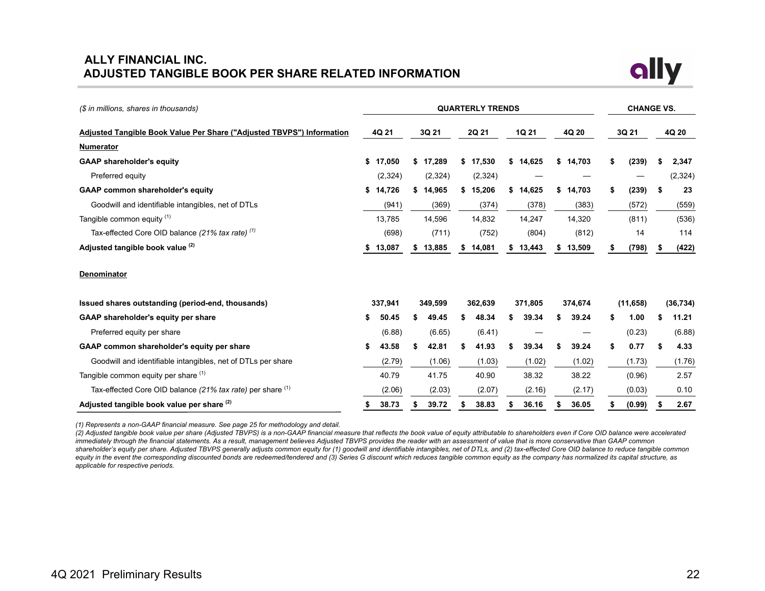## ALLY FINANCIAL INC.
## ADJUSTED TANGIBLE BOOK PER SHARE RELATED INFORMATION

| *($ in millions, shares in thousands)* | QUARTERLY TRENDS | | | | | CHANGE VS. | |
|---|---|---|---|---|---|---|---|
| **Adjusted Tangible Book Value Per Share ("Adjusted TBVPS") Information** | **4Q 21** | **3Q 21** | **2Q 21** | **1Q 21** | **4Q 20** | **3Q 21** | **4Q 20** |
| **Numerator** | | | | | | | |
| **GAAP shareholder's equity** | **$ 17,050** | **$ 17,289** | **$ 17,530** | **$ 14,625** | **$ 14,703** | **$ (239)** | **$ 2,347** |
| Preferred equity | (2,324) | (2,324) | (2,324) | — | — | — | (2,324) |
| **GAAP common shareholder's equity** | **$ 14,726** | **$ 14,965** | **$ 15,206** | **$ 14,625** | **$ 14,703** | **$ (239)** | **$ 23** |
| Goodwill and identifiable intangibles, net of DTLs | (941) | (369) | (374) | (378) | (383) | (572) | (559) |
| Tangible common equity [1] | 13,785 | 14,596 | 14,832 | 14,247 | 14,320 | (811) | (536) |
| Tax-effected Core OID balance *(21% tax rate)* [1] | (698) | (711) | (752) | (804) | (812) | 14 | 114 |
| **Adjusted tangible book value [2]** | **$ 13,087** | **$ 13,885** | **$ 14,081** | **$ 13,443** | **$ 13,509** | **$ (798)** | **$ (422)** |
| **Denominator** | | | | | | | |
| **Issued shares outstanding (period-end, thousands)** | **337,941** | **349,599** | **362,639** | **371,805** | **374,674** | **(11,658)** | **(36,734)** |
| **GAAP shareholder's equity per share** | **$ 50.45** | **$ 49.45** | **$ 48.34** | **$ 39.34** | **$ 39.24** | **$ 1.00** | **$ 11.21** |
| Preferred equity per share | (6.88) | (6.65) | (6.41) | — | — | (0.23) | (6.88) |
| **GAAP common shareholder's equity per share** | **$ 43.58** | **$ 42.81** | **$ 41.93** | **$ 39.34** | **$ 39.24** | **$ 0.77** | **$ 4.33** |
| Goodwill and identifiable intangibles, net of DTLs per share | (2.79) | (1.06) | (1.03) | (1.02) | (1.02) | (1.73) | (1.76) |
| Tangible common equity per share [1] | 40.79 | 41.75 | 40.90 | 38.32 | 38.22 | (0.96) | 2.57 |
| Tax-effected Core OID balance *(21% tax rate)* per share [1] | (2.06) | (2.03) | (2.07) | (2.16) | (2.17) | (0.03) | 0.10 |
| **Adjusted tangible book value per share [2]** | **$ 38.73** | **$ 39.72** | **$ 38.83** | **$ 36.16** | **$ 36.05** | **$ (0.99)** | **$ 2.67** |

*(1) Represents a non-GAAP financial measure. See page 25 for methodology and detail.*

*(2) Adjusted tangible book value per share (Adjusted TBVPS) is a non-GAAP financial measure that reflects the book value of equity attributable to shareholders even if Core OID balance were accelerated immediately through the financial statements. As a result, management believes Adjusted TBVPS provides the reader with an assessment of value that is more conservative than GAAP common shareholder's equity per share. Adjusted TBVPS generally adjusts common equity for (1) goodwill and identifiable intangibles, net of DTLs, and (2) tax-effected Core OID balance to reduce tangible common equity in the event the corresponding discounted bonds are redeemed/tendered and (3) Series G discount which reduces tangible common equity as the company has normalized its capital structure, as applicable for respective periods.*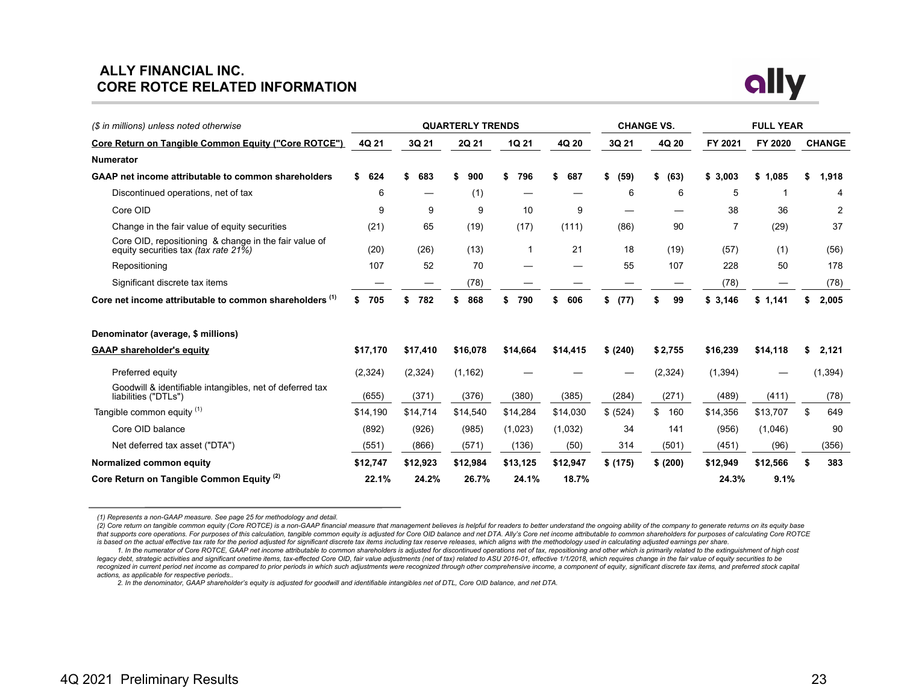# ALLY FINANCIAL INC.
## CORE ROTCE RELATED INFORMATION

| ($ in millions) unless noted otherwise | QUARTERLY TRENDS | | | | | CHANGE VS. | | FULL YEAR | | |
|---|---|---|---|---|---|---|---|---|---|---|
| **Core Return on Tangible Common Equity ("Core ROTCE")** | **4Q 21** | **3Q 21** | **2Q 21** | **1Q 21** | **4Q 20** | **3Q 21** | **4Q 20** | **FY 2021** | **FY 2020** | **CHANGE** |
| **Numerator** | | | | | | | | | | |
| **GAAP net income attributable to common shareholders** | **$ 624** | **$ 683** | **$ 900** | **$ 796** | **$ 687** | **$ (59)** | **$ (63)** | **$ 3,003** | **$ 1,085** | **$ 1,918** |
| Discontinued operations, net of tax | 6 | — | (1) | — | — | 6 | 6 | 5 | 1 | 4 |
| Core OID | 9 | 9 | 9 | 10 | 9 | — | — | 38 | 36 | 2 |
| Change in the fair value of equity securities | (21) | 65 | (19) | (17) | (111) | (86) | 90 | 7 | (29) | 37 |
| Core OID, repositioning & change in the fair value of equity securities tax *(tax rate 21%)* | (20) | (26) | (13) | 1 | 21 | 18 | (19) | (57) | (1) | (56) |
| Repositioning | 107 | 52 | 70 | — | — | 55 | 107 | 228 | 50 | 178 |
| Significant discrete tax items | — | — | (78) | — | — | — | — | (78) | — | (78) |
| **Core net income attributable to common shareholders (1)** | **$ 705** | **$ 782** | **$ 868** | **$ 790** | **$ 606** | **$ (77)** | **$ 99** | **$ 3,146** | **$ 1,141** | **$ 2,005** |
| | | | | | | | | | | |
| **Denominator (average, $ millions)** | | | | | | | | | | |
| **GAAP shareholder's equity** | **$17,170** | **$17,410** | **$16,078** | **$14,664** | **$14,415** | **$ (240)** | **$ 2,755** | **$16,239** | **$14,118** | **$ 2,121** |
| Preferred equity | (2,324) | (2,324) | (1,162) | — | — | — | (2,324) | (1,394) | — | (1,394) |
| Goodwill & identifiable intangibles, net of deferred tax liabilities ("DTLs") | (655) | (371) | (376) | (380) | (385) | (284) | (271) | (489) | (411) | (78) |
| Tangible common equity (1) | $14,190 | $14,714 | $14,540 | $14,284 | $14,030 | $ (524) | $ 160 | $14,356 | $13,707 | $ 649 |
| Core OID balance | (892) | (926) | (985) | (1,023) | (1,032) | 34 | 141 | (956) | (1,046) | 90 |
| Net deferred tax asset ("DTA") | (551) | (866) | (571) | (136) | (50) | 314 | (501) | (451) | (96) | (356) |
| **Normalized common equity** | **$12,747** | **$12,923** | **$12,984** | **$13,125** | **$12,947** | **$ (175)** | **$ (200)** | **$12,949** | **$12,566** | **$ 383** |
| **Core Return on Tangible Common Equity (2)** | **22.1%** | **24.2%** | **26.7%** | **24.1%** | **18.7%** | | | **24.3%** | **9.1%** | |

*(1) Represents a non-GAAP measure. See page 25 for methodology and detail.*

*(2) Core return on tangible common equity (Core ROTCE) is a non-GAAP financial measure that management believes is helpful for readers to better understand the ongoing ability of the company to generate returns on its equity base that supports core operations. For purposes of this calculation, tangible common equity is adjusted for Core OID balance and net DTA. Ally's Core net income attributable to common shareholders for purposes of calculating Core ROTCE is based on the actual effective tax rate for the period adjusted for significant discrete tax items including tax reserve releases, which aligns with the methodology used in calculating adjusted earnings per share.*

*1. In the numerator of Core ROTCE, GAAP net income attributable to common shareholders is adjusted for discontinued operations net of tax, repositioning and other which is primarily related to the extinguishment of high cost legacy debt, strategic activities and significant onetime items, tax-effected Core OID, fair value adjustments (net of tax) related to ASU 2016-01, effective 1/1/2018, which requires change in the fair value of equity securities to be recognized in current period net income as compared to prior periods in which such adjustments were recognized through other comprehensive income, a component of equity, significant discrete tax items, and preferred stock capital actions, as applicable for respective periods..*

*2. In the denominator, GAAP shareholder's equity is adjusted for goodwill and identifiable intangibles net of DTL, Core OID balance, and net DTA.*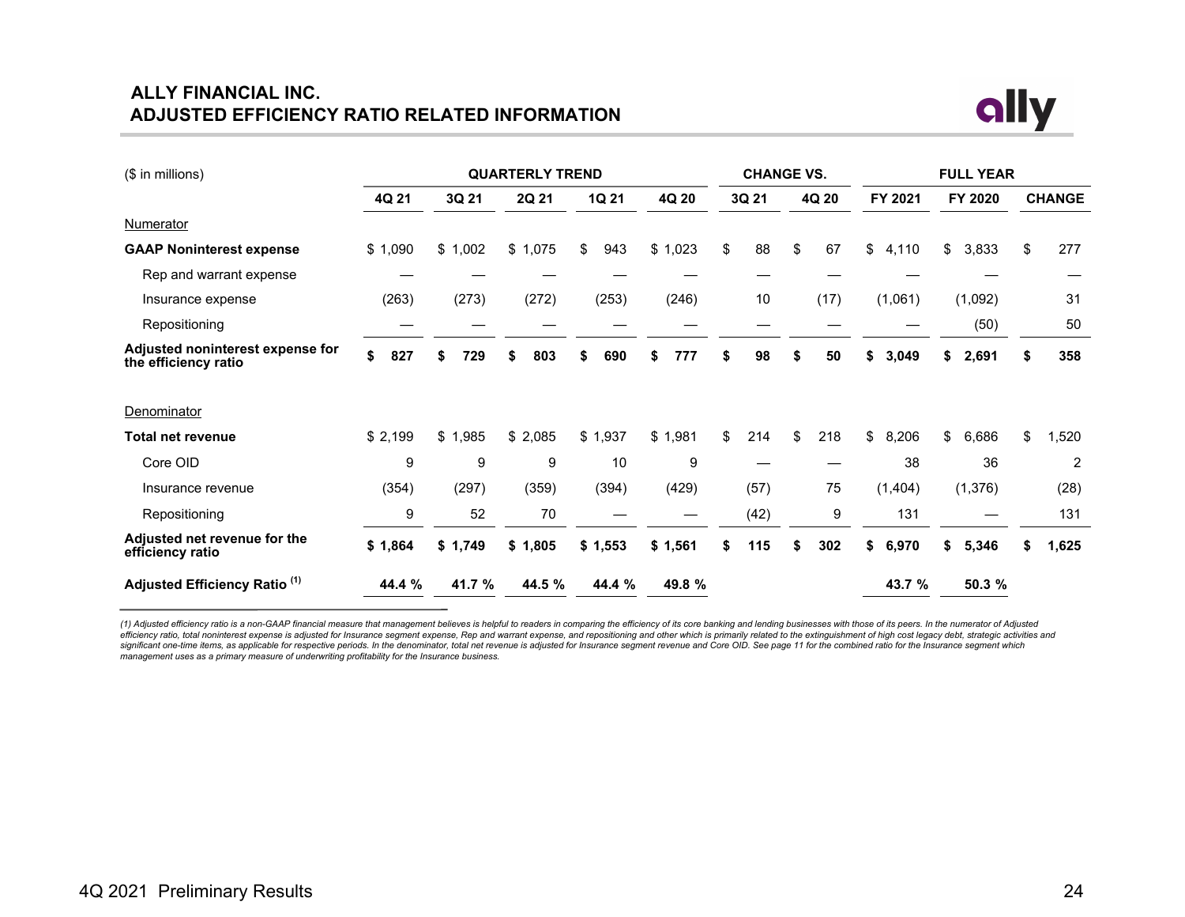# ALLY FINANCIAL INC.
## ADJUSTED EFFICIENCY RATIO RELATED INFORMATION

| ($ in millions) | QUARTERLY TREND | | | | | CHANGE VS. | | FULL YEAR | | |
|---|---|---|---|---|---|---|---|---|---|---|
| | 4Q 21 | 3Q 21 | 2Q 21 | 1Q 21 | 4Q 20 | 3Q 21 | 4Q 20 | FY 2021 | FY 2020 | CHANGE |
| Numerator | | | | | | | | | | |
| **GAAP Noninterest expense** | $ 1,090 | $ 1,002 | $ 1,075 | $ 943 | $ 1,023 | $ 88 | $ 67 | $ 4,110 | $ 3,833 | $ 277 |
| Rep and warrant expense | — | — | — | — | — | — | — | — | — | — |
| Insurance expense | (263) | (273) | (272) | (253) | (246) | 10 | (17) | (1,061) | (1,092) | 31 |
| Repositioning | — | — | — | — | — | — | — | — | (50) | 50 |
| **Adjusted noninterest expense for the efficiency ratio** | **$ 827** | **$ 729** | **$ 803** | **$ 690** | **$ 777** | **$ 98** | **$ 50** | **$ 3,049** | **$ 2,691** | **$ 358** |
| Denominator | | | | | | | | | | |
| **Total net revenue** | $ 2,199 | $ 1,985 | $ 2,085 | $ 1,937 | $ 1,981 | $ 214 | $ 218 | $ 8,206 | $ 6,686 | $ 1,520 |
| Core OID | 9 | 9 | 9 | 10 | 9 | — | — | 38 | 36 | 2 |
| Insurance revenue | (354) | (297) | (359) | (394) | (429) | (57) | 75 | (1,404) | (1,376) | (28) |
| Repositioning | 9 | 52 | 70 | — | — | (42) | 9 | 131 | — | 131 |
| **Adjusted net revenue for the efficiency ratio** | **$ 1,864** | **$ 1,749** | **$ 1,805** | **$ 1,553** | **$ 1,561** | **$ 115** | **$ 302** | **$ 6,970** | **$ 5,346** | **$ 1,625** |
| **Adjusted Efficiency Ratio [(1)]** | **44.4 %** | **41.7 %** | **44.5 %** | **44.4 %** | **49.8 %** | | | **43.7 %** | **50.3 %** | |

*(1) Adjusted efficiency ratio is a non-GAAP financial measure that management believes is helpful to readers in comparing the efficiency of its core banking and lending businesses with those of its peers. In the numerator of Adjusted efficiency ratio, total noninterest expense is adjusted for Insurance segment expense, Rep and warrant expense, and repositioning and other which is primarily related to the extinguishment of high cost legacy debt, strategic activities and significant one-time items, as applicable for respective periods. In the denominator, total net revenue is adjusted for Insurance segment revenue and Core OID. See page 11 for the combined ratio for the Insurance segment which management uses as a primary measure of underwriting profitability for the Insurance business.*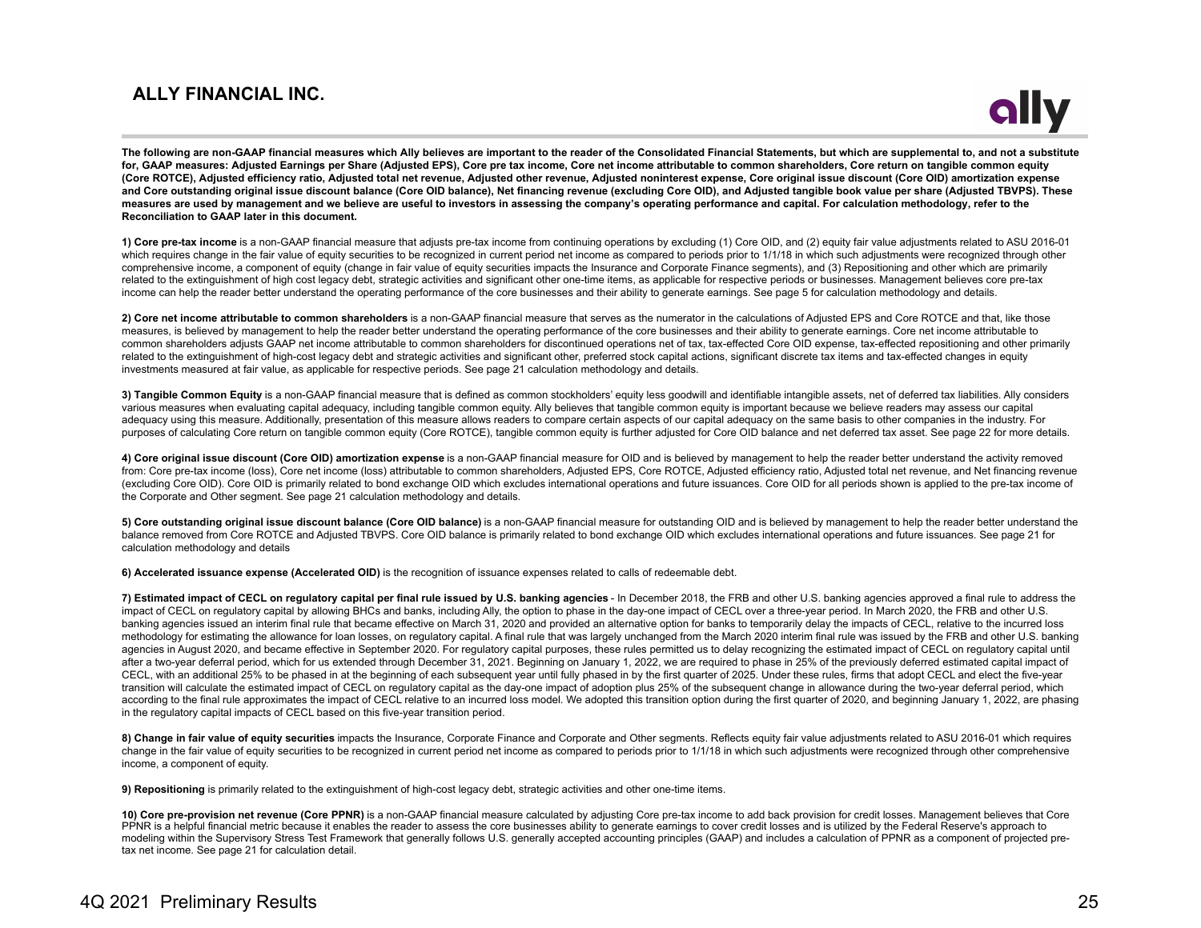# ALLY FINANCIAL INC.

**The following are non-GAAP financial measures which Ally believes are important to the reader of the Consolidated Financial Statements, but which are supplemental to, and not a substitute for, GAAP measures: Adjusted Earnings per Share (Adjusted EPS), Core pre tax income, Core net income attributable to common shareholders, Core return on tangible common equity (Core ROTCE), Adjusted efficiency ratio, Adjusted total net revenue, Adjusted other revenue, Adjusted noninterest expense, Core original issue discount (Core OID) amortization expense and Core outstanding original issue discount balance (Core OID balance), Net financing revenue (excluding Core OID), and Adjusted tangible book value per share (Adjusted TBVPS). These measures are used by management and we believe are useful to investors in assessing the company's operating performance and capital. For calculation methodology, refer to the Reconciliation to GAAP later in this document.**

1) **Core pre-tax income** is a non-GAAP financial measure that adjusts pre-tax income from continuing operations by excluding (1) Core OID, and (2) equity fair value adjustments related to ASU 2016-01 which requires change in the fair value of equity securities to be recognized in current period net income as compared to periods prior to 1/1/18 in which such adjustments were recognized through other comprehensive income, a component of equity (change in fair value of equity securities impacts the Insurance and Corporate Finance segments), and (3) Repositioning and other which are primarily related to the extinguishment of high cost legacy debt, strategic activities and significant other one-time items, as applicable for respective periods or businesses. Management believes core pre-tax income can help the reader better understand the operating performance of the core businesses and their ability to generate earnings. See page 5 for calculation methodology and details.

2) **Core net income attributable to common shareholders** is a non-GAAP financial measure that serves as the numerator in the calculations of Adjusted EPS and Core ROTCE and that, like those measures, is believed by management to help the reader better understand the operating performance of the core businesses and their ability to generate earnings. Core net income attributable to common shareholders adjusts GAAP net income attributable to common shareholders for discontinued operations net of tax, tax-effected Core OID expense, tax-effected repositioning and other primarily related to the extinguishment of high-cost legacy debt and strategic activities and significant other, preferred stock capital actions, significant discrete tax items and tax-effected changes in equity investments measured at fair value, as applicable for respective periods. See page 21 calculation methodology and details.

3) **Tangible Common Equity** is a non-GAAP financial measure that is defined as common stockholders' equity less goodwill and identifiable intangible assets, net of deferred tax liabilities. Ally considers various measures when evaluating capital adequacy, including tangible common equity. Ally believes that tangible common equity is important because we believe readers may assess our capital adequacy using this measure. Additionally, presentation of this measure allows readers to compare certain aspects of our capital adequacy on the same basis to other companies in the industry. For purposes of calculating Core return on tangible common equity (Core ROTCE), tangible common equity is further adjusted for Core OID balance and net deferred tax asset. See page 22 for more details.

4) **Core original issue discount (Core OID) amortization expense** is a non-GAAP financial measure for OID and is believed by management to help the reader better understand the activity removed from: Core pre-tax income (loss), Core net income (loss) attributable to common shareholders, Adjusted EPS, Core ROTCE, Adjusted efficiency ratio, Adjusted total net revenue, and Net financing revenue (excluding Core OID). Core OID is primarily related to bond exchange OID which excludes international operations and future issuances. Core OID for all periods shown is applied to the pre-tax income of the Corporate and Other segment. See page 21 calculation methodology and details.

5) **Core outstanding original issue discount balance (Core OID balance)** is a non-GAAP financial measure for outstanding OID and is believed by management to help the reader better understand the balance removed from Core ROTCE and Adjusted TBVPS. Core OID balance is primarily related to bond exchange OID which excludes international operations and future issuances. See page 21 for calculation methodology and details

6) **Accelerated issuance expense (Accelerated OID)** is the recognition of issuance expenses related to calls of redeemable debt.

7) **Estimated impact of CECL on regulatory capital per final rule issued by U.S. banking agencies** - In December 2018, the FRB and other U.S. banking agencies approved a final rule to address the impact of CECL on regulatory capital by allowing BHCs and banks, including Ally, the option to phase in the day-one impact of CECL over a three-year period. In March 2020, the FRB and other U.S. banking agencies issued an interim final rule that became effective on March 31, 2020 and provided an alternative option for banks to temporarily delay the impacts of CECL, relative to the incurred loss methodology for estimating the allowance for loan losses, on regulatory capital. A final rule that was largely unchanged from the March 2020 interim final rule was issued by the FRB and other U.S. banking agencies in August 2020, and became effective in September 2020. For regulatory capital purposes, these rules permitted us to delay recognizing the estimated impact of CECL on regulatory capital until after a two-year deferral period, which for us extended through December 31, 2021. Beginning on January 1, 2022, we are required to phase in 25% of the previously deferred estimated capital impact of CECL, with an additional 25% to be phased in at the beginning of each subsequent year until fully phased in by the first quarter of 2025. Under these rules, firms that adopt CECL and elect the five-year transition will calculate the estimated impact of CECL on regulatory capital as the day-one impact of adoption plus 25% of the subsequent change in allowance during the two-year deferral period, which according to the final rule approximates the impact of CECL relative to an incurred loss model. We adopted this transition option during the first quarter of 2020, and beginning January 1, 2022, are phasing in the regulatory capital impacts of CECL based on this five-year transition period.

8) **Change in fair value of equity securities** impacts the Insurance, Corporate Finance and Corporate and Other segments. Reflects equity fair value adjustments related to ASU 2016-01 which requires change in the fair value of equity securities to be recognized in current period net income as compared to periods prior to 1/1/18 in which such adjustments were recognized through other comprehensive income, a component of equity.

9) **Repositioning** is primarily related to the extinguishment of high-cost legacy debt, strategic activities and other one-time items.

10) **Core pre-provision net revenue (Core PPNR)** is a non-GAAP financial measure calculated by adjusting Core pre-tax income to add back provision for credit losses. Management believes that Core PPNR is a helpful financial metric because it enables the reader to assess the core businesses ability to generate earnings to cover credit losses and is utilized by the Federal Reserve's approach to modeling within the Supervisory Stress Test Framework that generally follows U.S. generally accepted accounting principles (GAAP) and includes a calculation of PPNR as a component of projected pre-tax net income. See page 21 for calculation detail.